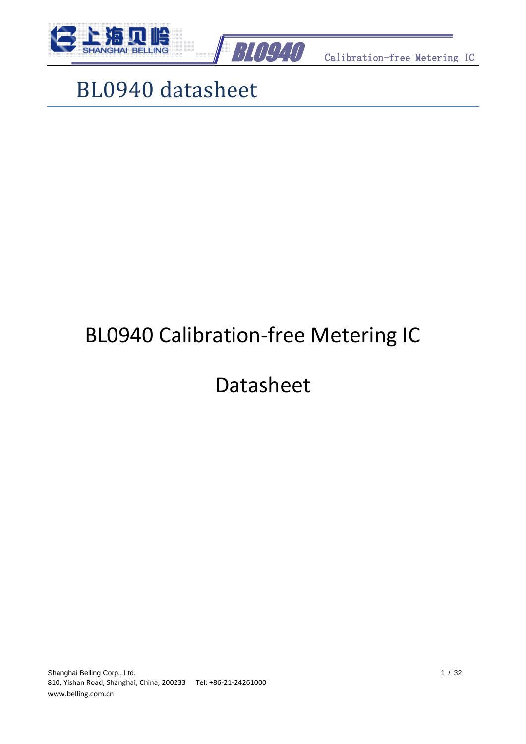# BL0940 datasheet

# BL0940 Calibration-free Metering IC

# Datasheet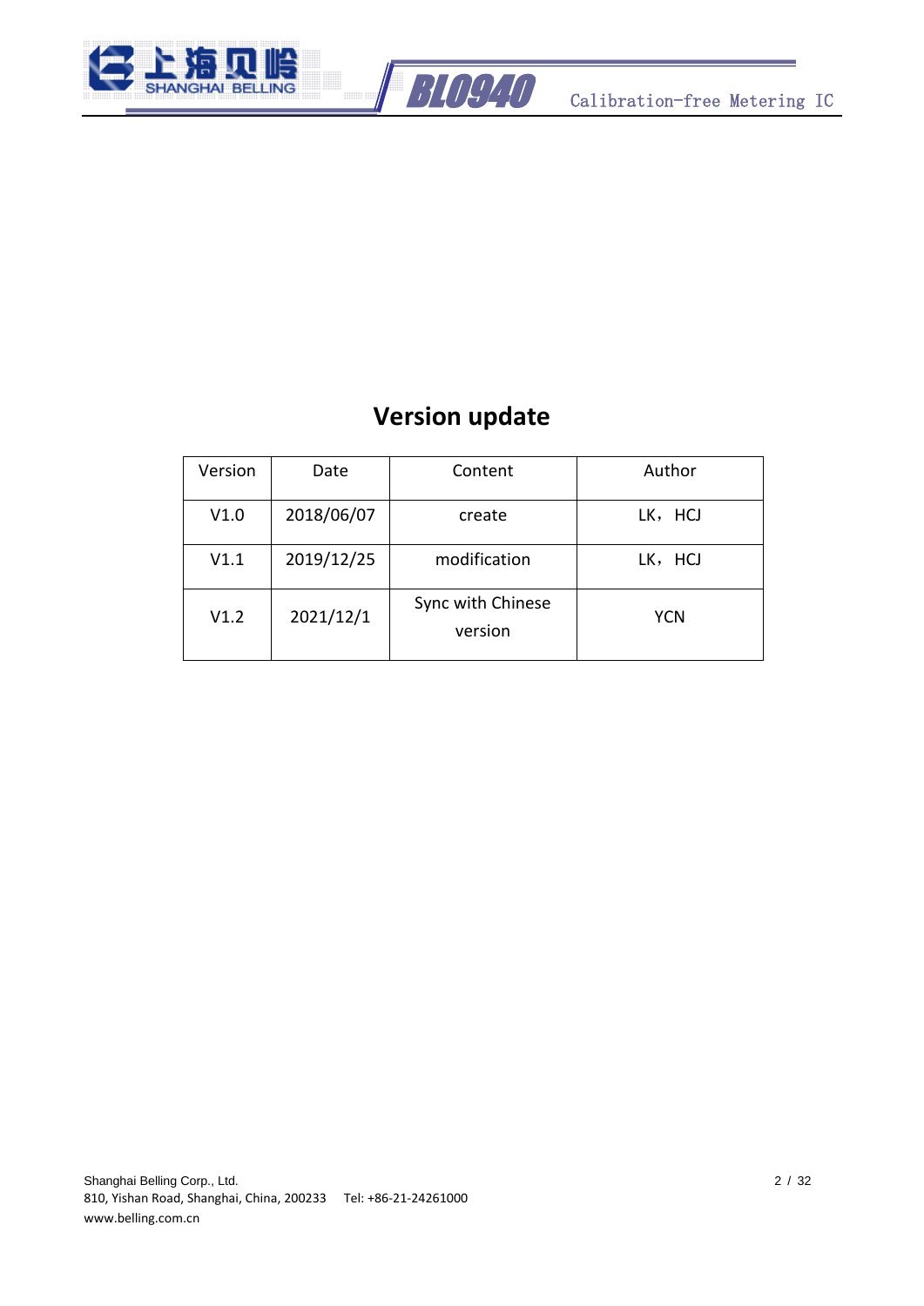# Version update

| Version | Date | Content | Author |
| --- | --- | --- | --- |
| V1.0 | 2018/06/07 | create | LK，HCJ |
| V1.1 | 2019/12/25 | modification | LK，HCJ |
| V1.2 | 2021/12/1 | Sync with Chinese version | YCN |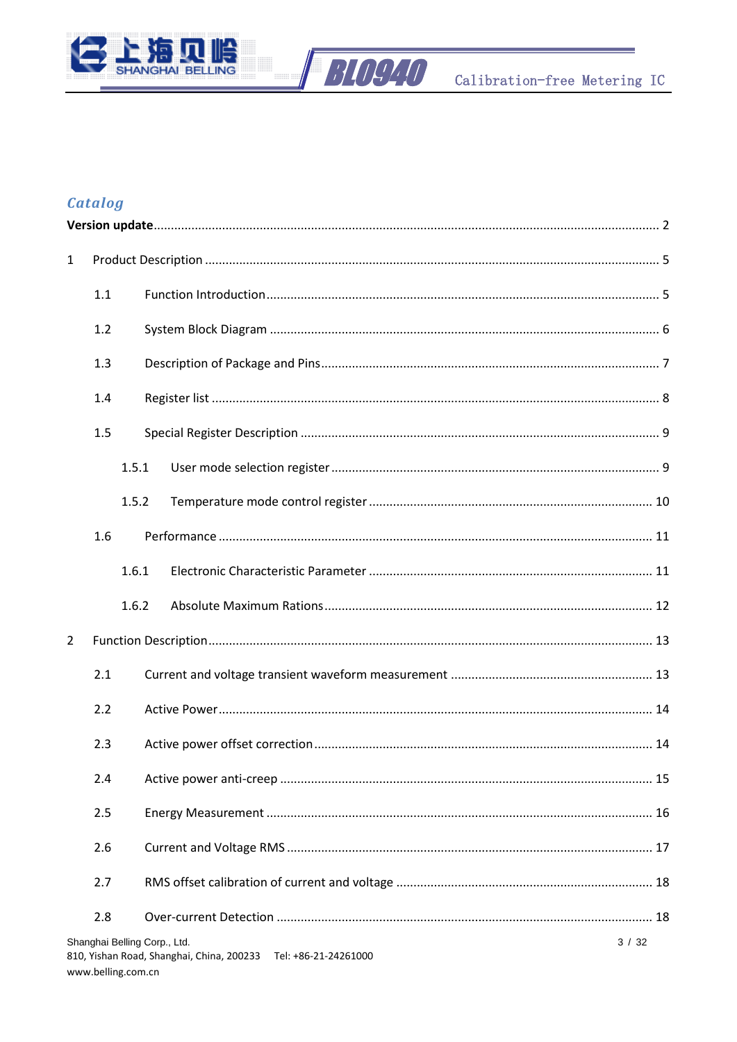## *Catalog*

**Version update** ........................................................................ 2

1 Product Description ........................................................................ 5

1.1 Function Introduction ........................................................................ 5

1.2 System Block Diagram ........................................................................ 6

1.3 Description of Package and Pins ........................................................................ 7

1.4 Register list ........................................................................ 8

1.5 Special Register Description ........................................................................ 9

1.5.1 User mode selection register ........................................................................ 9

1.5.2 Temperature mode control register ........................................................................ 10

1.6 Performance ........................................................................ 11

1.6.1 Electronic Characteristic Parameter ........................................................................ 11

1.6.2 Absolute Maximum Rations ........................................................................ 12

2 Function Description ........................................................................ 13

2.1 Current and voltage transient waveform measurement ........................................................................ 13

2.2 Active Power ........................................................................ 14

2.3 Active power offset correction ........................................................................ 14

2.4 Active power anti-creep ........................................................................ 15

2.5 Energy Measurement ........................................................................ 16

2.6 Current and Voltage RMS ........................................................................ 17

2.7 RMS offset calibration of current and voltage ........................................................................ 18

2.8 Over-current Detection ........................................................................ 18

Shanghai Belling Corp., Ltd.
810, Yishan Road, Shanghai, China, 200233 Tel: +86-21-24261000
www.belling.com.cn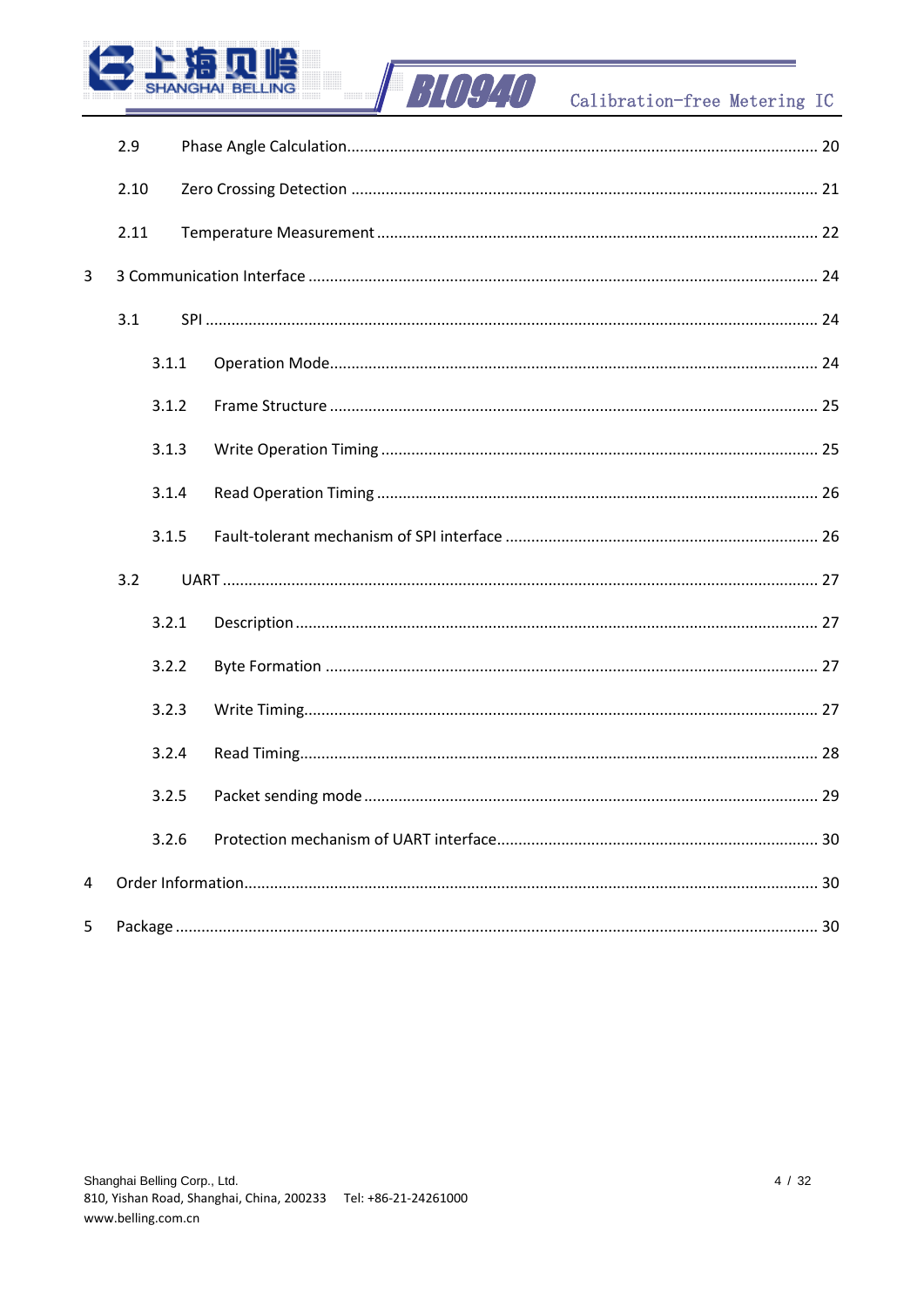2.9 Phase Angle Calculation ............ 20

2.10 Zero Crossing Detection ............ 21

2.11 Temperature Measurement ............ 22

3 3 Communication Interface ............ 24

3.1 SPI ............ 24

3.1.1 Operation Mode ............ 24

3.1.2 Frame Structure ............ 25

3.1.3 Write Operation Timing ............ 25

3.1.4 Read Operation Timing ............ 26

3.1.5 Fault-tolerant mechanism of SPI interface ............ 26

3.2 UART ............ 27

3.2.1 Description ............ 27

3.2.2 Byte Formation ............ 27

3.2.3 Write Timing ............ 27

3.2.4 Read Timing ............ 28

3.2.5 Packet sending mode ............ 29

3.2.6 Protection mechanism of UART interface ............ 30

4 Order Information ............ 30

5 Package ............ 30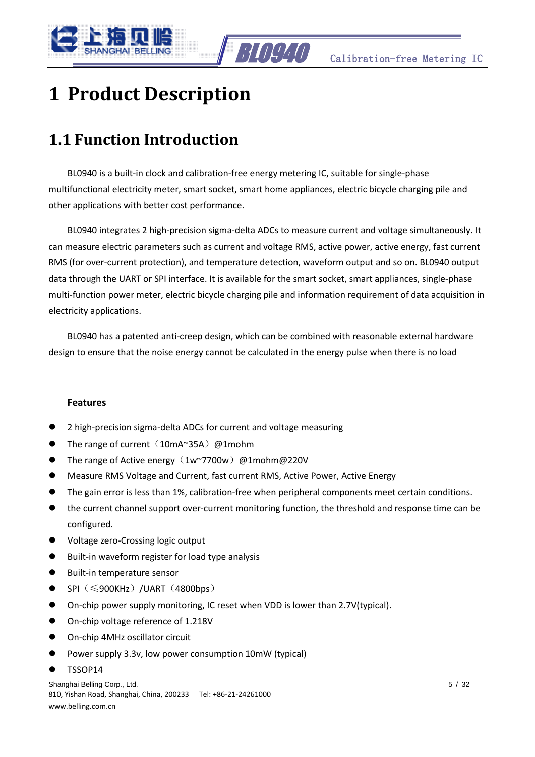# 1 Product Description

## 1.1 Function Introduction

BL0940 is a built-in clock and calibration-free energy metering IC, suitable for single-phase multifunctional electricity meter, smart socket, smart home appliances, electric bicycle charging pile and other applications with better cost performance.

BL0940 integrates 2 high-precision sigma-delta ADCs to measure current and voltage simultaneously. It can measure electric parameters such as current and voltage RMS, active power, active energy, fast current RMS (for over-current protection), and temperature detection, waveform output and so on. BL0940 output data through the UART or SPI interface. It is available for the smart socket, smart appliances, single-phase multi-function power meter, electric bicycle charging pile and information requirement of data acquisition in electricity applications.

BL0940 has a patented anti-creep design, which can be combined with reasonable external hardware design to ensure that the noise energy cannot be calculated in the energy pulse when there is no load

**Features**

- 2 high-precision sigma-delta ADCs for current and voltage measuring
- The range of current（10mA~35A）@1mohm
- The range of Active energy（1w~7700w）@1mohm@220V
- Measure RMS Voltage and Current, fast current RMS, Active Power, Active Energy
- The gain error is less than 1%, calibration-free when peripheral components meet certain conditions.
- the current channel support over-current monitoring function, the threshold and response time can be configured.
- Voltage zero-Crossing logic output
- Built-in waveform register for load type analysis
- Built-in temperature sensor
- SPI（≤900KHz）/UART（4800bps）
- On-chip power supply monitoring, IC reset when VDD is lower than 2.7V(typical).
- On-chip voltage reference of 1.218V
- On-chip 4MHz oscillator circuit
- Power supply 3.3v, low power consumption 10mW (typical)
- TSSOP14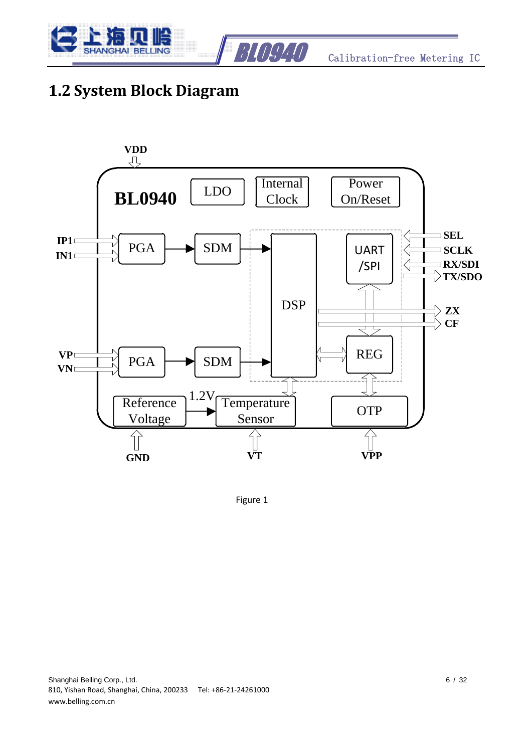## 1.2 System Block Diagram

Figure 1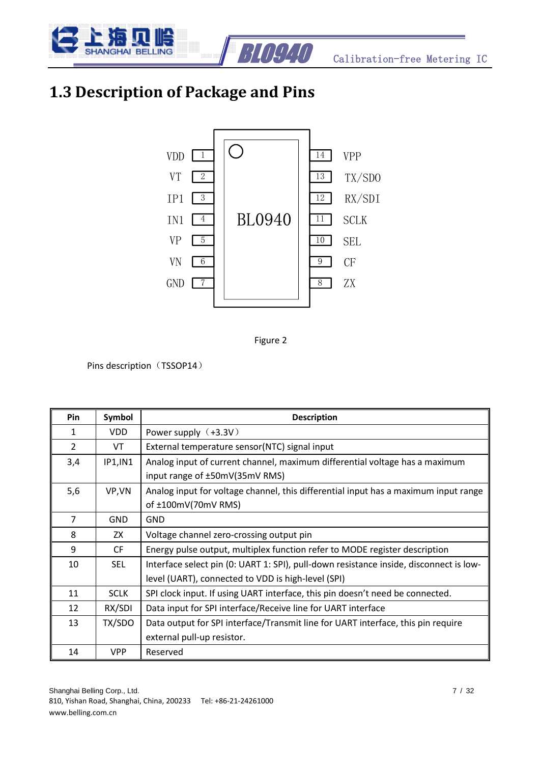## 1.3 Description of Package and Pins

| Pin | Symbol | | Pin | Symbol |
|---|---|---|---|---|
| 1 | VDD | BL0940 | 14 | VPP |
| 2 | VT | | 13 | TX/SDO |
| 3 | IP1 | | 12 | RX/SDI |
| 4 | IN1 | | 11 | SCLK |
| 5 | VP | | 10 | SEL |
| 6 | VN | | 9 | CF |
| 7 | GND | | 8 | ZX |

Figure 2

Pins description（TSSOP14）

| Pin | Symbol | Description |
|---|---|---|
| 1 | VDD | Power supply（+3.3V） |
| 2 | VT | External temperature sensor(NTC) signal input |
| 3,4 | IP1,IN1 | Analog input of current channel, maximum differential voltage has a maximum input range of ±50mV(35mV RMS) |
| 5,6 | VP,VN | Analog input for voltage channel, this differential input has a maximum input range of ±100mV(70mV RMS) |
| 7 | GND | GND |
| 8 | ZX | Voltage channel zero-crossing output pin |
| 9 | CF | Energy pulse output, multiplex function refer to MODE register description |
| 10 | SEL | Interface select pin (0: UART 1: SPI), pull-down resistance inside, disconnect is low-level (UART), connected to VDD is high-level (SPI) |
| 11 | SCLK | SPI clock input. If using UART interface, this pin doesn't need be connected. |
| 12 | RX/SDI | Data input for SPI interface/Receive line for UART interface |
| 13 | TX/SDO | Data output for SPI interface/Transmit line for UART interface, this pin require external pull-up resistor. |
| 14 | VPP | Reserved |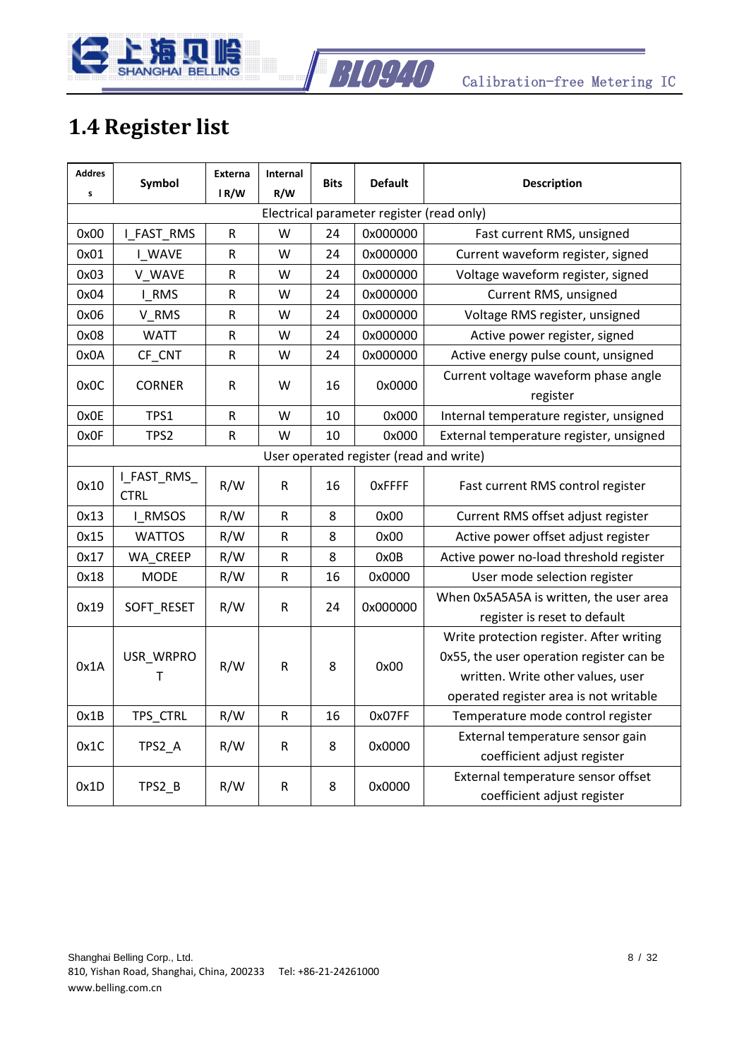# 1.4 Register list

| Address | Symbol | External R/W | Internal R/W | Bits | Default | Description |
|---|---|---|---|---|---|---|
| Electrical parameter register (read only) | | | | | | |
| 0x00 | I_FAST_RMS | R | W | 24 | 0x000000 | Fast current RMS, unsigned |
| 0x01 | I_WAVE | R | W | 24 | 0x000000 | Current waveform register, signed |
| 0x03 | V_WAVE | R | W | 24 | 0x000000 | Voltage waveform register, signed |
| 0x04 | I_RMS | R | W | 24 | 0x000000 | Current RMS, unsigned |
| 0x06 | V_RMS | R | W | 24 | 0x000000 | Voltage RMS register, unsigned |
| 0x08 | WATT | R | W | 24 | 0x000000 | Active power register, signed |
| 0x0A | CF_CNT | R | W | 24 | 0x000000 | Active energy pulse count, unsigned |
| 0x0C | CORNER | R | W | 16 | 0x0000 | Current voltage waveform phase angle register |
| 0x0E | TPS1 | R | W | 10 | 0x000 | Internal temperature register, unsigned |
| 0x0F | TPS2 | R | W | 10 | 0x000 | External temperature register, unsigned |
| User operated register (read and write) | | | | | | |
| 0x10 | I_FAST_RMS_CTRL | R/W | R | 16 | 0xFFFF | Fast current RMS control register |
| 0x13 | I_RMSOS | R/W | R | 8 | 0x00 | Current RMS offset adjust register |
| 0x15 | WATTOS | R/W | R | 8 | 0x00 | Active power offset adjust register |
| 0x17 | WA_CREEP | R/W | R | 8 | 0x0B | Active power no-load threshold register |
| 0x18 | MODE | R/W | R | 16 | 0x0000 | User mode selection register |
| 0x19 | SOFT_RESET | R/W | R | 24 | 0x000000 | When 0x5A5A5A is written, the user area register is reset to default |
| 0x1A | USR_WRPROT | R/W | R | 8 | 0x00 | Write protection register. After writing 0x55, the user operation register can be written. Write other values, user operated register area is not writable |
| 0x1B | TPS_CTRL | R/W | R | 16 | 0x07FF | Temperature mode control register |
| 0x1C | TPS2_A | R/W | R | 8 | 0x0000 | External temperature sensor gain coefficient adjust register |
| 0x1D | TPS2_B | R/W | R | 8 | 0x0000 | External temperature sensor offset coefficient adjust register |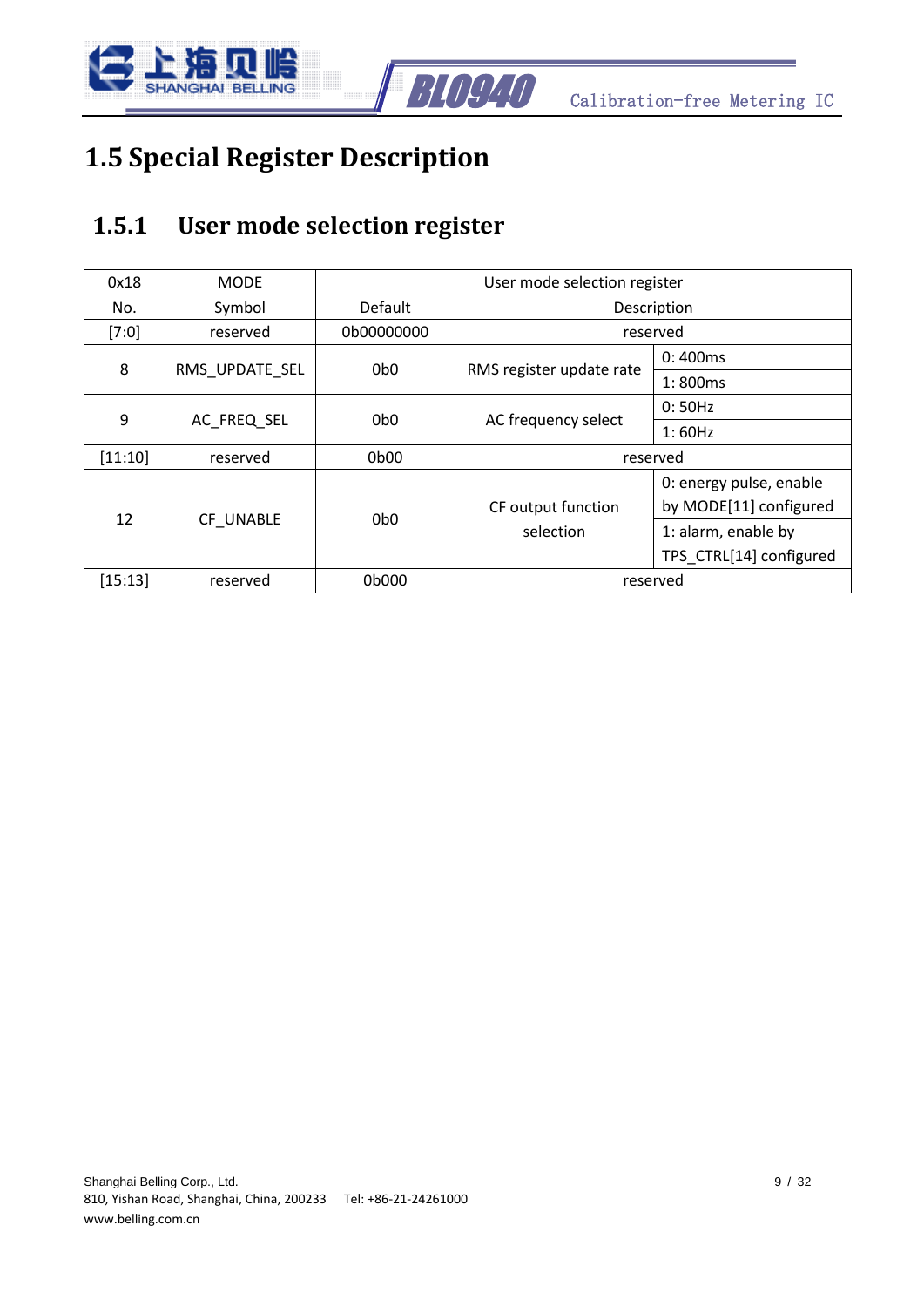# 1.5 Special Register Description

## 1.5.1 User mode selection register

| 0x18 | MODE | User mode selection register | | |
|---|---|---|---|---|
| No. | Symbol | Default | Description | |
| [7:0] | reserved | 0b00000000 | reserved | |
| 8 | RMS_UPDATE_SEL | 0b0 | RMS register update rate | 0: 400ms |
| | | | | 1: 800ms |
| 9 | AC_FREQ_SEL | 0b0 | AC frequency select | 0: 50Hz |
| | | | | 1: 60Hz |
| [11:10] | reserved | 0b00 | reserved | |
| 12 | CF_UNABLE | 0b0 | CF output function selection | 0: energy pulse, enable by MODE[11] configured |
| | | | | 1: alarm, enable by TPS_CTRL[14] configured |
| [15:13] | reserved | 0b000 | reserved | |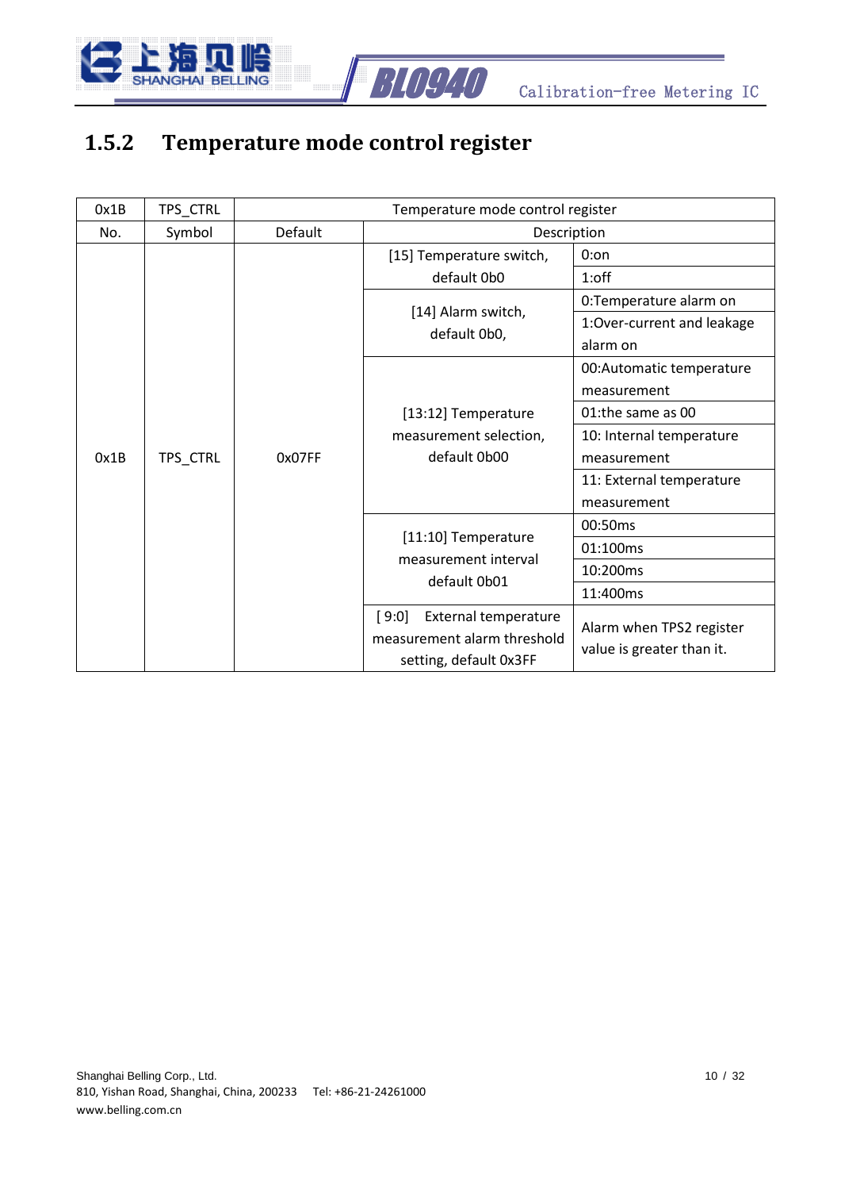### 1.5.2 Temperature mode control register

| 0x1B | TPS_CTRL | Temperature mode control register | | |
|---|---|---|---|---|
| No. | Symbol | Default | Description | |
| 0x1B | TPS_CTRL | 0x07FF | [15] Temperature switch, default 0b0 | 0:on |
| | | | | 1:off |
| | | | [14] Alarm switch, default 0b0, | 0:Temperature alarm on |
| | | | | 1:Over-current and leakage alarm on |
| | | | [13:12] Temperature measurement selection, default 0b00 | 00:Automatic temperature measurement |
| | | | | 01:the same as 00 |
| | | | | 10: Internal temperature measurement |
| | | | | 11: External temperature measurement |
| | | | [11:10] Temperature measurement interval default 0b01 | 00:50ms |
| | | | | 01:100ms |
| | | | | 10:200ms |
| | | | | 11:400ms |
| | | | [ 9:0] External temperature measurement alarm threshold setting, default 0x3FF | Alarm when TPS2 register value is greater than it. |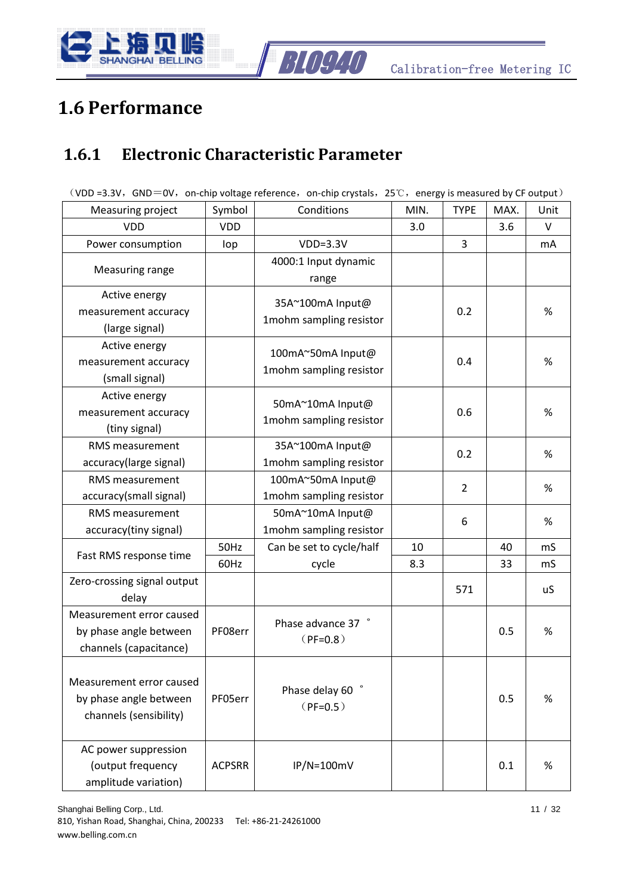# 1.6 Performance

## 1.6.1 Electronic Characteristic Parameter

（VDD =3.3V，GND＝0V，on-chip voltage reference，on-chip crystals，25℃，energy is measured by CF output）

| Measuring project | Symbol | Conditions | MIN. | TYPE | MAX. | Unit |
|---|---|---|---|---|---|---|
| VDD | VDD | | 3.0 | | 3.6 | V |
| Power consumption | Iop | VDD=3.3V | | 3 | | mA |
| Measuring range | | 4000:1 Input dynamic range | | | | |
| Active energy measurement accuracy (large signal) | | 35A~100mA Input@ 1mohm sampling resistor | | 0.2 | | % |
| Active energy measurement accuracy (small signal) | | 100mA~50mA Input@ 1mohm sampling resistor | | 0.4 | | % |
| Active energy measurement accuracy (tiny signal) | | 50mA~10mA Input@ 1mohm sampling resistor | | 0.6 | | % |
| RMS measurement accuracy(large signal) | | 35A~100mA Input@ 1mohm sampling resistor | | 0.2 | | % |
| RMS measurement accuracy(small signal) | | 100mA~50mA Input@ 1mohm sampling resistor | | 2 | | % |
| RMS measurement accuracy(tiny signal) | | 50mA~10mA Input@ 1mohm sampling resistor | | 6 | | % |
| Fast RMS response time | 50Hz | Can be set to cycle/half cycle | 10 | | 40 | mS |
| | 60Hz | | 8.3 | | 33 | mS |
| Zero-crossing signal output delay | | | | 571 | | uS |
| Measurement error caused by phase angle between channels (capacitance) | PF08err | Phase advance 37 °（PF=0.8） | | | 0.5 | % |
| Measurement error caused by phase angle between channels (sensibility) | PF05err | Phase delay 60 °（PF=0.5） | | | 0.5 | % |
| AC power suppression (output frequency amplitude variation) | ACPSRR | IP/N=100mV | | | 0.1 | % |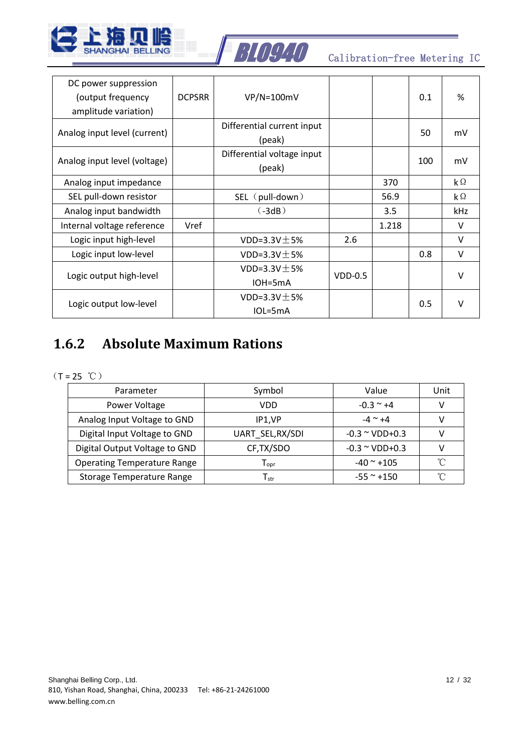| DC power suppression (output frequency amplitude variation) | DCPSRR | VP/N=100mV | | | 0.1 | % |
|---|---|---|---|---|---|---|
| Analog input level (current) | | Differential current input (peak) | | | 50 | mV |
| Analog input level (voltage) | | Differential voltage input (peak) | | | 100 | mV |
| Analog input impedance | | | | 370 | | kΩ |
| SEL pull-down resistor | | SEL（pull-down） | | 56.9 | | kΩ |
| Analog input bandwidth | | （-3dB） | | 3.5 | | kHz |
| Internal voltage reference | Vref | | | 1.218 | | V |
| Logic input high-level | | VDD=3.3V±5% | 2.6 | | | V |
| Logic input low-level | | VDD=3.3V±5% | | | 0.8 | V |
| Logic output high-level | | VDD=3.3V±5% IOH=5mA | VDD-0.5 | | | V |
| Logic output low-level | | VDD=3.3V±5% IOL=5mA | | | 0.5 | V |

## 1.6.2 Absolute Maximum Rations

（T = 25 ℃）

| Parameter | Symbol | Value | Unit |
|---|---|---|---|
| Power Voltage | VDD | -0.3 ~ +4 | V |
| Analog Input Voltage to GND | IP1,VP | -4 ~ +4 | V |
| Digital Input Voltage to GND | UART_SEL,RX/SDI | -0.3 ~ VDD+0.3 | V |
| Digital Output Voltage to GND | CF,TX/SDO | -0.3 ~ VDD+0.3 | V |
| Operating Temperature Range | $T_{opr}$ | -40 ~ +105 | ℃ |
| Storage Temperature Range | $T_{str}$ | -55 ~ +150 | ℃ |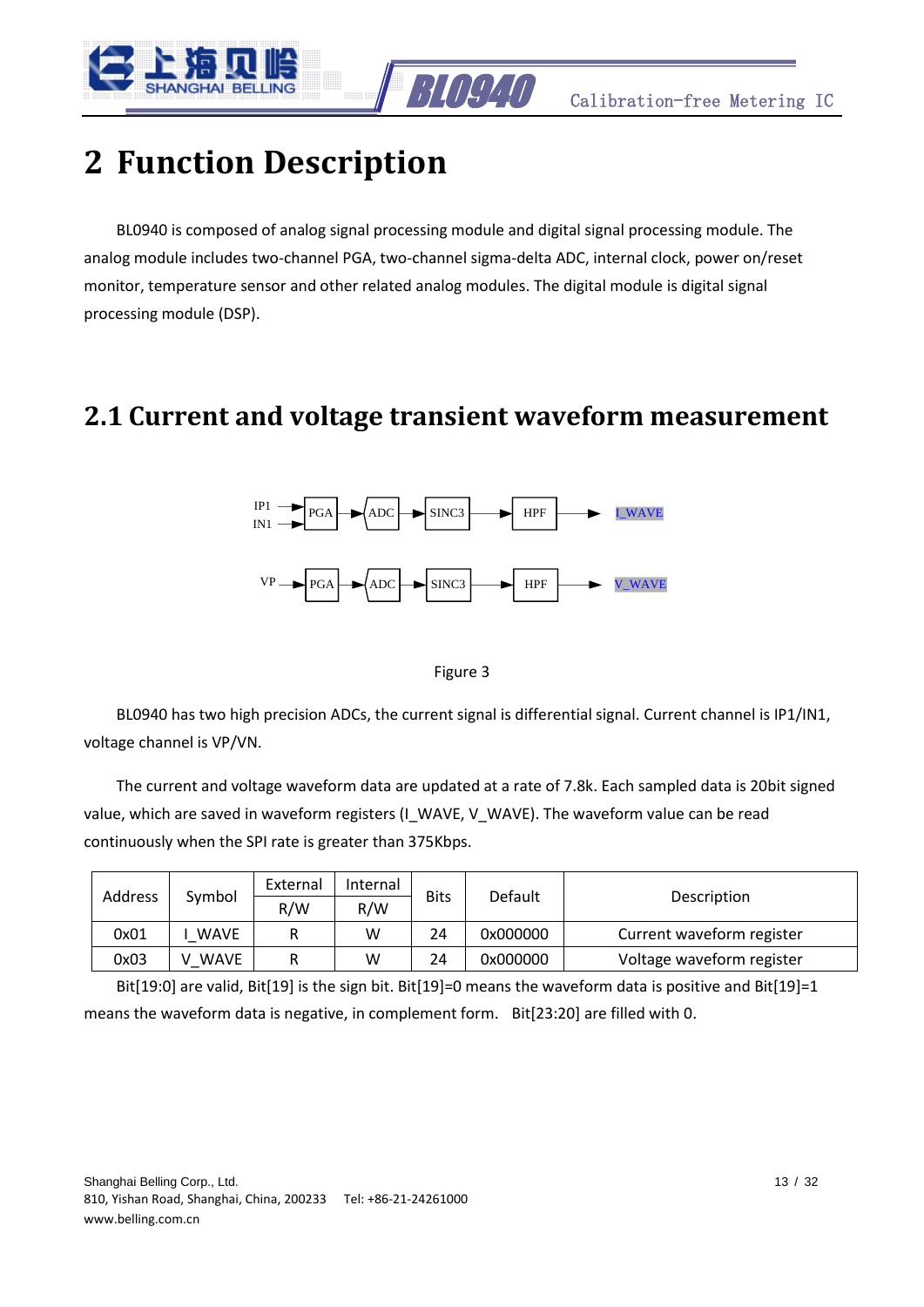# 2 Function Description

BL0940 is composed of analog signal processing module and digital signal processing module. The analog module includes two-channel PGA, two-channel sigma-delta ADC, internal clock, power on/reset monitor, temperature sensor and other related analog modules. The digital module is digital signal processing module (DSP).

## 2.1 Current and voltage transient waveform measurement

Figure 3

BL0940 has two high precision ADCs, the current signal is differential signal. Current channel is IP1/IN1, voltage channel is VP/VN.

The current and voltage waveform data are updated at a rate of 7.8k. Each sampled data is 20bit signed value, which are saved in waveform registers (I_WAVE, V_WAVE). The waveform value can be read continuously when the SPI rate is greater than 375Kbps.

| Address | Symbol | External | Internal | Bits | Default | Description |
|---|---|---|---|---|---|---|
| | | R/W | R/W | | | |
| 0x01 | I_WAVE | R | W | 24 | 0x000000 | Current waveform register |
| 0x03 | V_WAVE | R | W | 24 | 0x000000 | Voltage waveform register |

Bit[19:0] are valid, Bit[19] is the sign bit. Bit[19]=0 means the waveform data is positive and Bit[19]=1 means the waveform data is negative, in complement form. Bit[23:20] are filled with 0.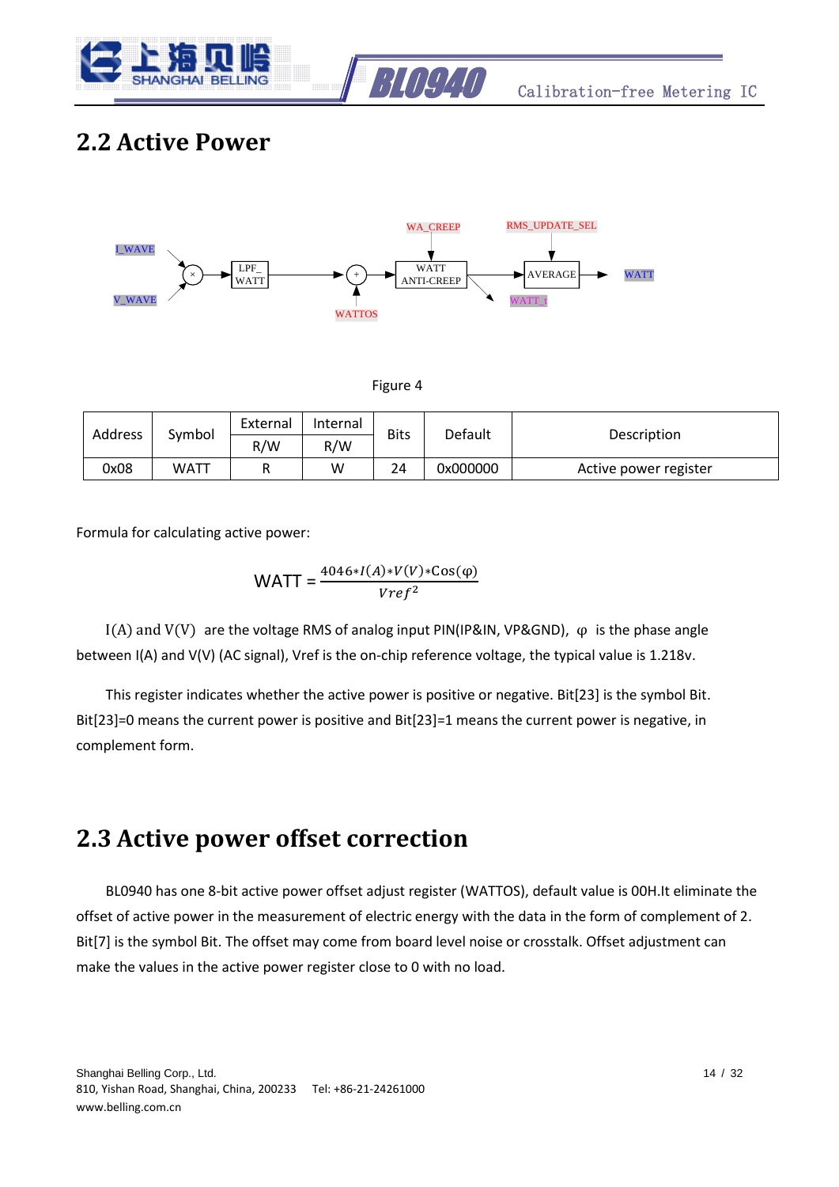## 2.2 Active Power

Figure 4

| Address | Symbol | External | Internal | Bits | Default | Description |
|---|---|---|---|---|---|---|
| | | R/W | R/W | | | |
| 0x08 | WATT | R | W | 24 | 0x000000 | Active power register |

Formula for calculating active power:

$$\text{WATT} = \frac{4046 * I(A) * V(V) * \text{Cos}(\varphi)}{Vref^2}$$

$I(A)$ and $V(V)$ are the voltage RMS of analog input PIN(IP&IN, VP&GND), $\varphi$ is the phase angle between I(A) and V(V) (AC signal), Vref is the on-chip reference voltage, the typical value is 1.218v.

This register indicates whether the active power is positive or negative. Bit[23] is the symbol Bit. Bit[23]=0 means the current power is positive and Bit[23]=1 means the current power is negative, in complement form.

## 2.3 Active power offset correction

BL0940 has one 8-bit active power offset adjust register (WATTOS), default value is 00H.It eliminate the offset of active power in the measurement of electric energy with the data in the form of complement of 2. Bit[7] is the symbol Bit. The offset may come from board level noise or crosstalk. Offset adjustment can make the values in the active power register close to 0 with no load.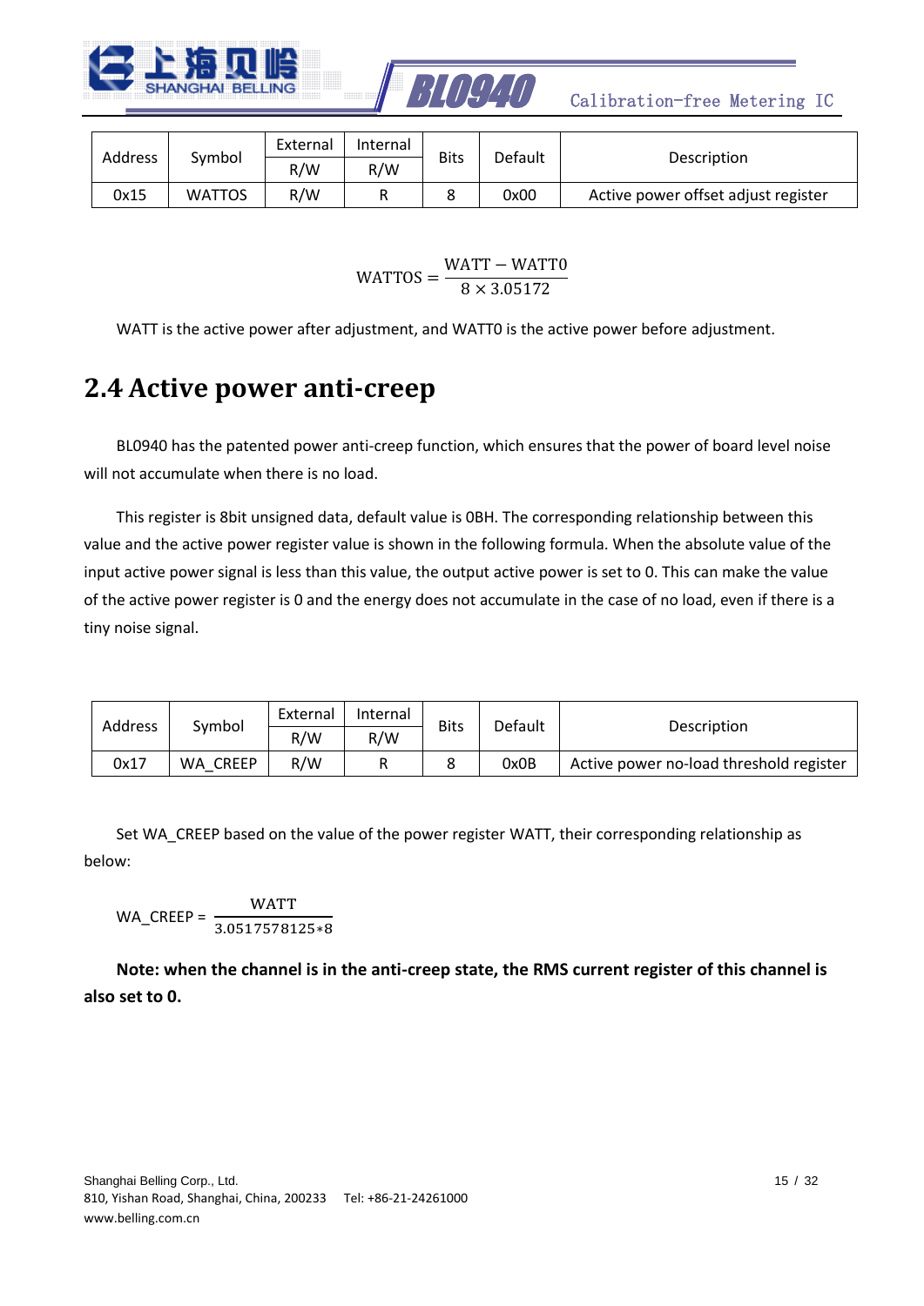| Address | Symbol | External | Internal | Bits | Default | Description |
|---|---|---|---|---|---|---|
| | | R/W | R/W | | | |
| 0x15 | WATTOS | R/W | R | 8 | 0x00 | Active power offset adjust register |

$$\mathrm{WATTOS} = \frac{\mathrm{WATT} - \mathrm{WATT0}}{8 \times 3.05172}$$

WATT is the active power after adjustment, and WATT0 is the active power before adjustment.

## 2.4 Active power anti-creep

BL0940 has the patented power anti-creep function, which ensures that the power of board level noise will not accumulate when there is no load.

This register is 8bit unsigned data, default value is 0BH. The corresponding relationship between this value and the active power register value is shown in the following formula. When the absolute value of the input active power signal is less than this value, the output active power is set to 0. This can make the value of the active power register is 0 and the energy does not accumulate in the case of no load, even if there is a tiny noise signal.

| Address | Symbol | External | Internal | Bits | Default | Description |
|---|---|---|---|---|---|---|
| | | R/W | R/W | | | |
| 0x17 | WA_CREEP | R/W | R | 8 | 0x0B | Active power no-load threshold register |

Set WA_CREEP based on the value of the power register WATT, their corresponding relationship as below:

$$\mathrm{WA\_CREEP} = \frac{\mathrm{WATT}}{3.0517578125*8}$$

**Note: when the channel is in the anti-creep state, the RMS current register of this channel is also set to 0.**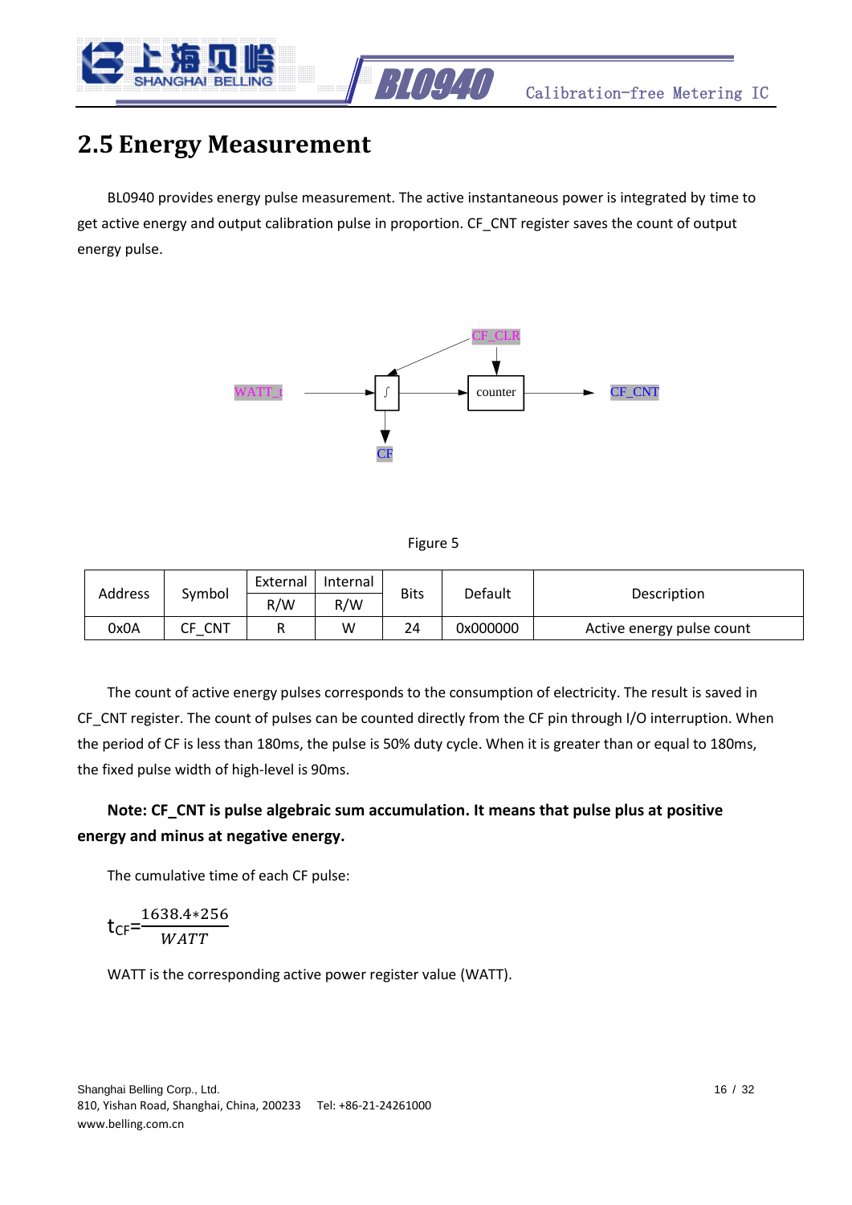## 2.5 Energy Measurement

BL0940 provides energy pulse measurement. The active instantaneous power is integrated by time to get active energy and output calibration pulse in proportion. CF_CNT register saves the count of output energy pulse.

Figure 5

| Address | Symbol | External | Internal | Bits | Default | Description |
|---|---|---|---|---|---|---|
| | | R/W | R/W | | | |
| 0x0A | CF_CNT | R | W | 24 | 0x000000 | Active energy pulse count |

The count of active energy pulses corresponds to the consumption of electricity. The result is saved in CF_CNT register. The count of pulses can be counted directly from the CF pin through I/O interruption. When the period of CF is less than 180ms, the pulse is 50% duty cycle. When it is greater than or equal to 180ms, the fixed pulse width of high-level is 90ms.

**Note: CF_CNT is pulse algebraic sum accumulation. It means that pulse plus at positive energy and minus at negative energy.**

The cumulative time of each CF pulse:

$$t_{CF}=\frac{1638.4*256}{WATT}$$

WATT is the corresponding active power register value (WATT).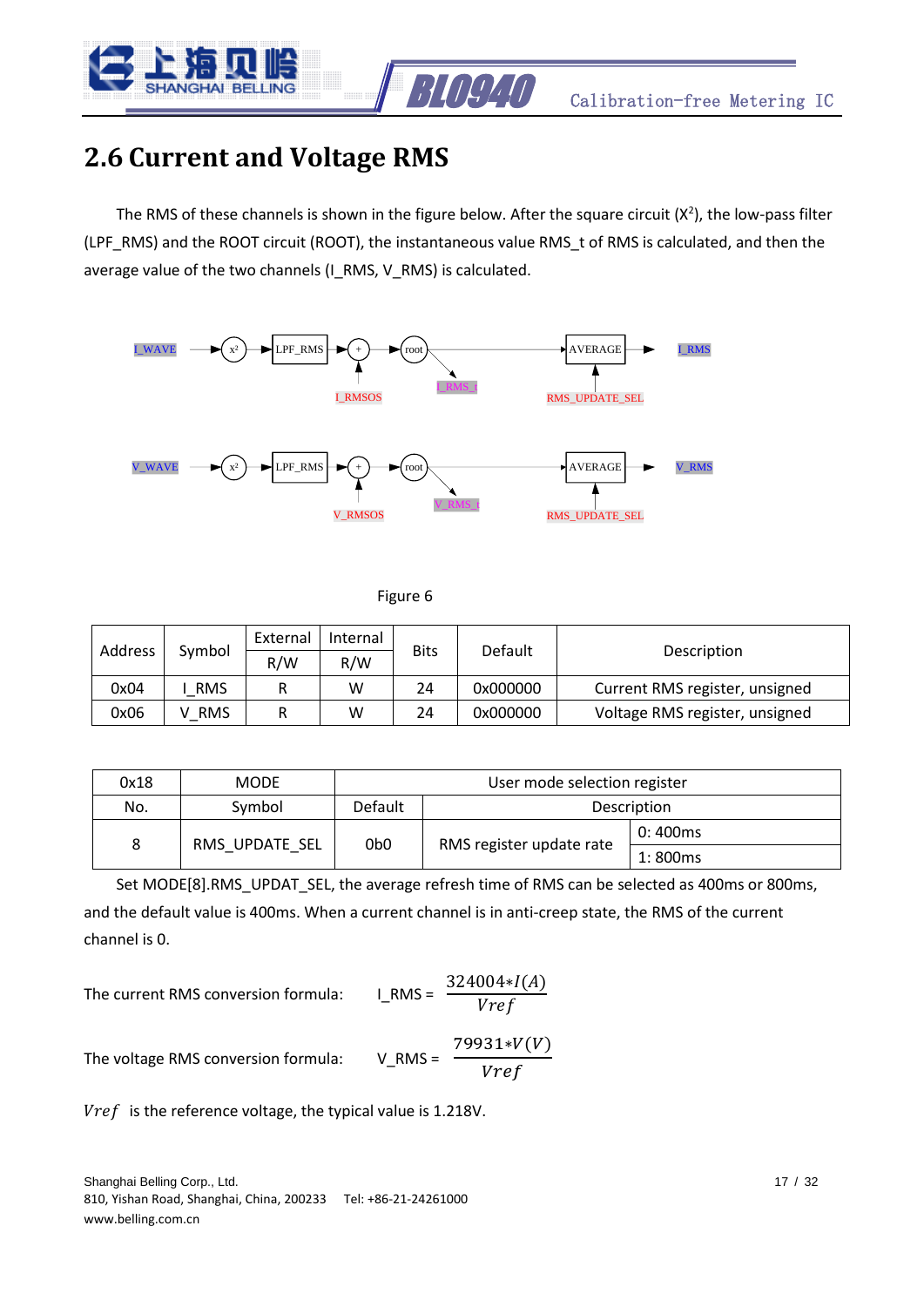## 2.6 Current and Voltage RMS

The RMS of these channels is shown in the figure below. After the square circuit ($X^2$), the low-pass filter (LPF_RMS) and the ROOT circuit (ROOT), the instantaneous value RMS_t of RMS is calculated, and then the average value of the two channels (I_RMS, V_RMS) is calculated.

I_WAVE → x² → LPF_RMS → + (I_RMSOS) → root → AVERAGE (RMS_UPDATE_SEL) → I_RMS; root → I_RMS_t

V_WAVE → x² → LPF_RMS → + (V_RMSOS) → root → AVERAGE (RMS_UPDATE_SEL) → V_RMS; root → V_RMS_t

Figure 6

| Address | Symbol | External R/W | Internal R/W | Bits | Default | Description |
|---|---|---|---|---|---|---|
| 0x04 | I_RMS | R | W | 24 | 0x000000 | Current RMS register, unsigned |
| 0x06 | V_RMS | R | W | 24 | 0x000000 | Voltage RMS register, unsigned |

| 0x18 | MODE | User mode selection register | | |
|---|---|---|---|---|
| No. | Symbol | Default | Description | |
| 8 | RMS_UPDATE_SEL | 0b0 | RMS register update rate | 0: 400ms |
| | | | | 1: 800ms |

Set MODE[8].RMS_UPDAT_SEL, the average refresh time of RMS can be selected as 400ms or 800ms, and the default value is 400ms. When a current channel is in anti-creep state, the RMS of the current channel is 0.

The current RMS conversion formula: $I\_RMS = \dfrac{324004 * I(A)}{Vref}$

The voltage RMS conversion formula: $V\_RMS = \dfrac{79931 * V(V)}{Vref}$

$Vref$ is the reference voltage, the typical value is 1.218V.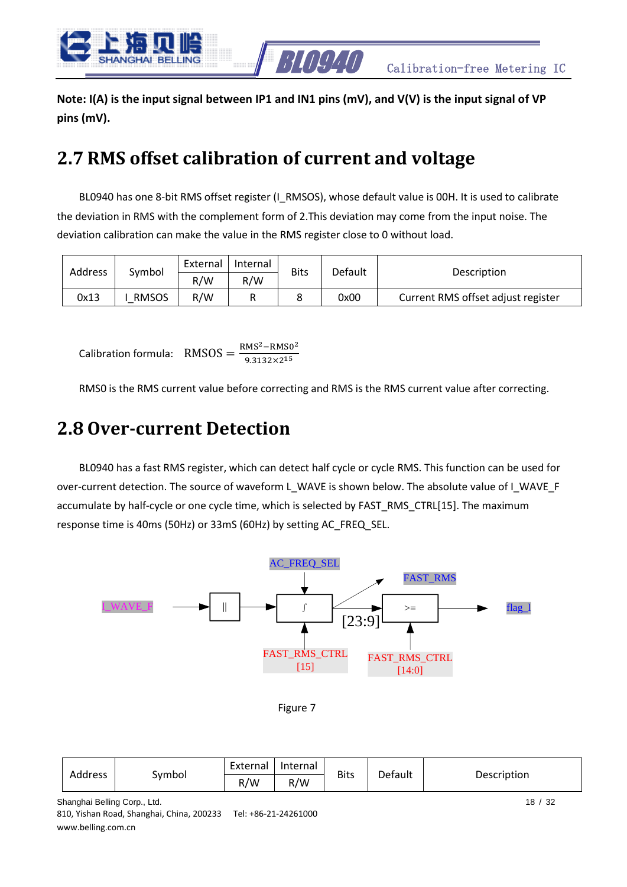**Note: I(A) is the input signal between IP1 and IN1 pins (mV), and V(V) is the input signal of VP pins (mV).**

## 2.7 RMS offset calibration of current and voltage

BL0940 has one 8-bit RMS offset register (I_RMSOS), whose default value is 00H. It is used to calibrate the deviation in RMS with the complement form of 2.This deviation may come from the input noise. The deviation calibration can make the value in the RMS register close to 0 without load.

| Address | Symbol | External R/W | Internal R/W | Bits | Default | Description |
|---|---|---|---|---|---|---|
| 0x13 | I_RMSOS | R/W | R | 8 | 0x00 | Current RMS offset adjust register |

Calibration formula: $\mathrm{RMSOS} = \frac{\mathrm{RMS}^2 - \mathrm{RMS0}^2}{9.3132 \times 2^{15}}$

RMS0 is the RMS current value before correcting and RMS is the RMS current value after correcting.

## 2.8 Over-current Detection

BL0940 has a fast RMS register, which can detect half cycle or cycle RMS. This function can be used for over-current detection. The source of waveform L_WAVE is shown below. The absolute value of I_WAVE_F accumulate by half-cycle or one cycle time, which is selected by FAST_RMS_CTRL[15]. The maximum response time is 40ms (50Hz) or 33mS (60Hz) by setting AC_FREQ_SEL.

I_WAVE_F → || → ∫ → [23:9] → >= → flag_I

AC_FREQ_SEL → ∫ ; FAST_RMS_CTRL[15] → ∫ ; ∫ → FAST_RMS ; FAST_RMS_CTRL[14:0] → >=

Figure 7

| Address | Symbol | External R/W | Internal R/W | Bits | Default | Description |
|---|---|---|---|---|---|---|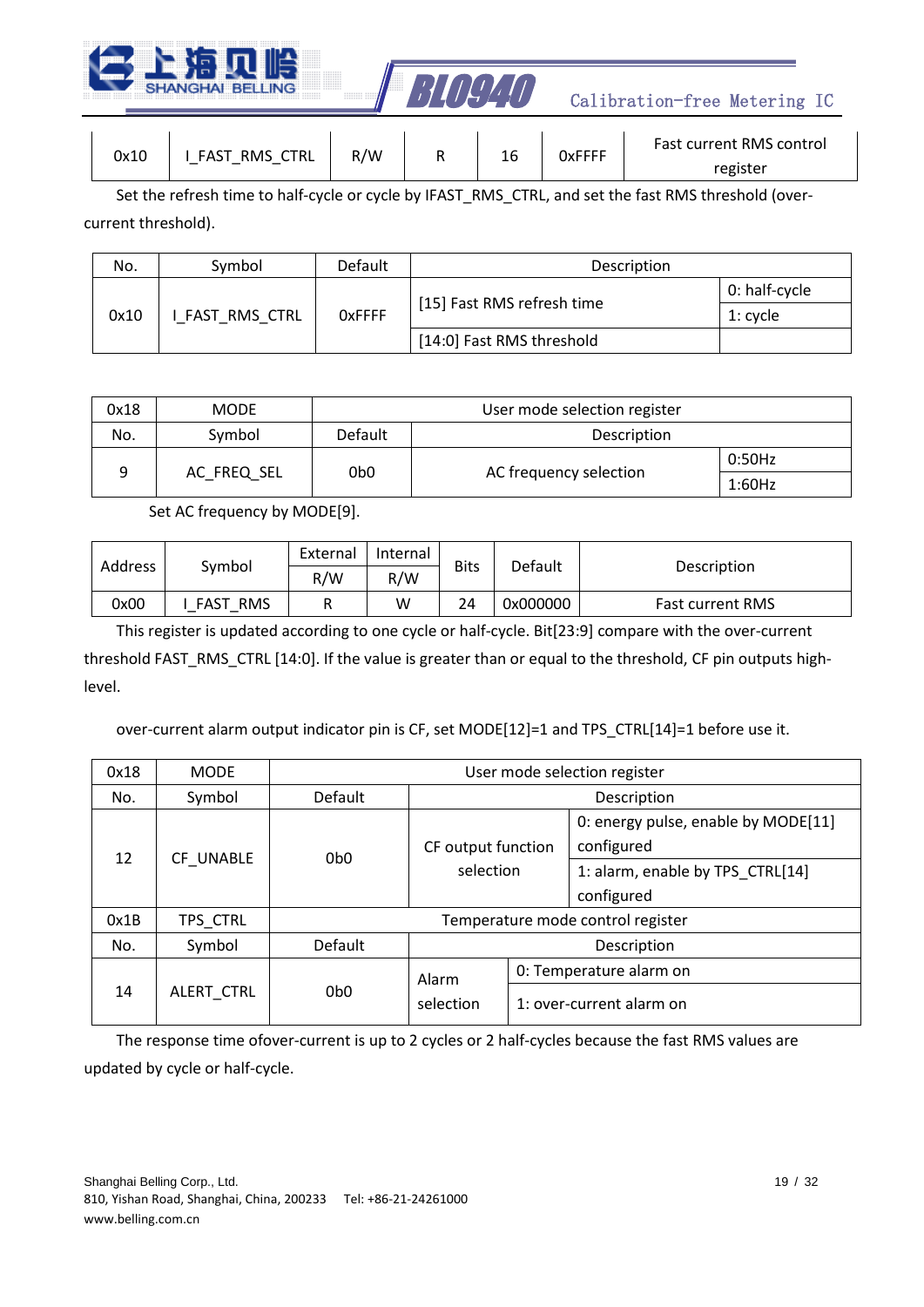| 0x10 | I_FAST_RMS_CTRL | R/W | R | 16 | 0xFFFF | Fast current RMS control register |
|---|---|---|---|---|---|---|

Set the refresh time to half-cycle or cycle by IFAST_RMS_CTRL, and set the fast RMS threshold (over-current threshold).

| No. | Symbol | Default | Description | |
|---|---|---|---|---|
| 0x10 | I_FAST_RMS_CTRL | 0xFFFF | [15] Fast RMS refresh time | 0: half-cycle |
| | | | | 1: cycle |
| | | | [14:0] Fast RMS threshold | |

| 0x18 | MODE | User mode selection register | | |
|---|---|---|---|---|
| No. | Symbol | Default | Description | |
| 9 | AC_FREQ_SEL | 0b0 | AC frequency selection | 0:50Hz |
| | | | | 1:60Hz |

Set AC frequency by MODE[9].

| Address | Symbol | External R/W | Internal R/W | Bits | Default | Description |
|---|---|---|---|---|---|---|
| 0x00 | I_FAST_RMS | R | W | 24 | 0x000000 | Fast current RMS |

This register is updated according to one cycle or half-cycle. Bit[23:9] compare with the over-current threshold FAST_RMS_CTRL [14:0]. If the value is greater than or equal to the threshold, CF pin outputs high-level.

over-current alarm output indicator pin is CF, set MODE[12]=1 and TPS_CTRL[14]=1 before use it.

| 0x18 | MODE | User mode selection register | | |
|---|---|---|---|---|
| No. | Symbol | Default | Description | |
| 12 | CF_UNABLE | 0b0 | CF output function selection | 0: energy pulse, enable by MODE[11] configured |
| | | | | 1: alarm, enable by TPS_CTRL[14] configured |
| 0x1B | TPS_CTRL | Temperature mode control register | | |
| No. | Symbol | Default | Description | |
| 14 | ALERT_CTRL | 0b0 | Alarm selection | 0: Temperature alarm on |
| | | | | 1: over-current alarm on |

The response time ofover-current is up to 2 cycles or 2 half-cycles because the fast RMS values are updated by cycle or half-cycle.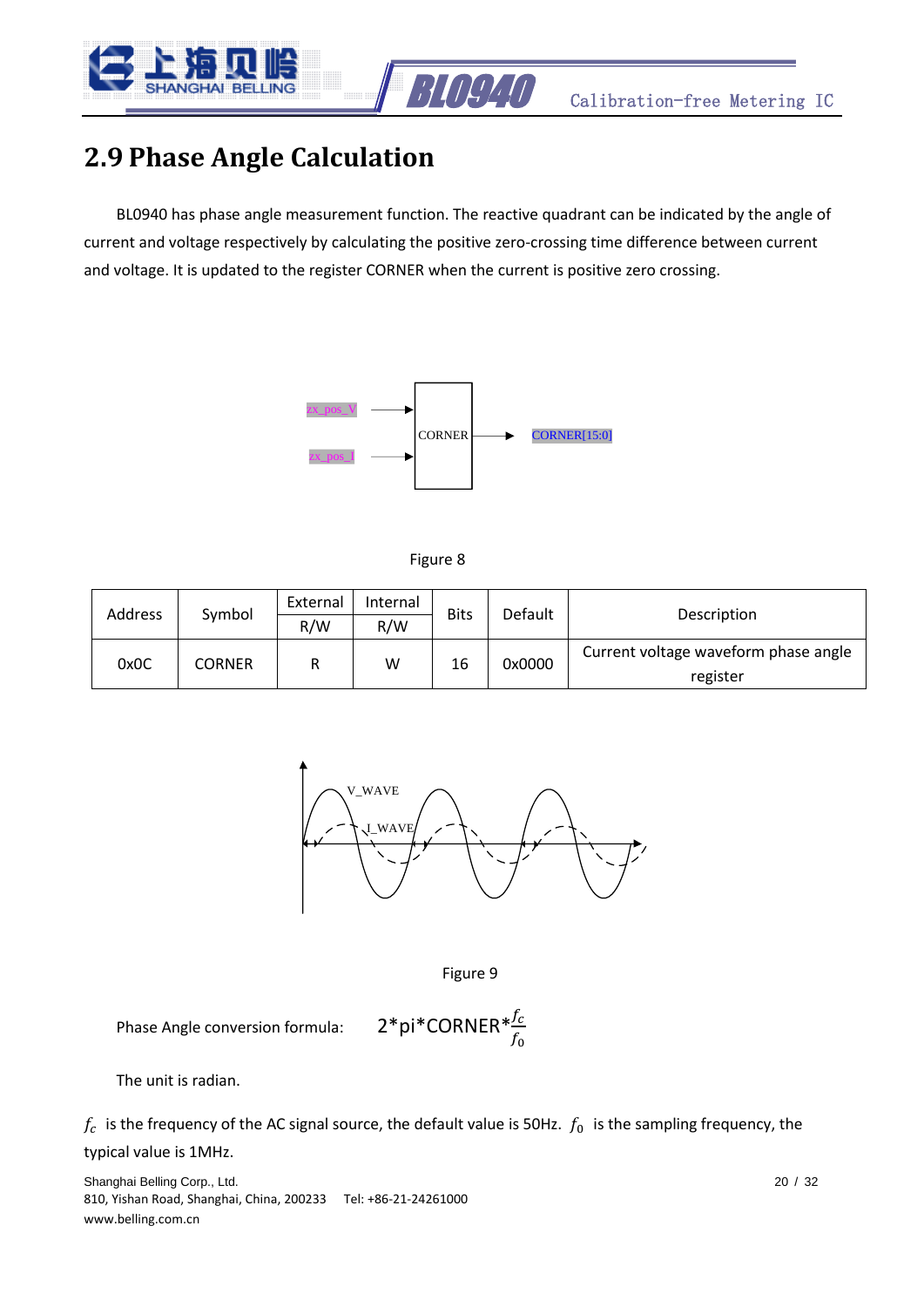## 2.9 Phase Angle Calculation

BL0940 has phase angle measurement function. The reactive quadrant can be indicated by the angle of current and voltage respectively by calculating the positive zero-crossing time difference between current and voltage. It is updated to the register CORNER when the current is positive zero crossing.

zx_pos_V

zx_pos_I

CORNER

CORNER[15:0]

Figure 8

| Address | Symbol | External R/W | Internal R/W | Bits | Default | Description |
|---|---|---|---|---|---|---|
| 0x0C | CORNER | R | W | 16 | 0x0000 | Current voltage waveform phase angle register |

V_WAVE

I_WAVE

Figure 9

Phase Angle conversion formula: $2*pi*CORNER*\frac{f_c}{f_0}$

The unit is radian.

$f_c$ is the frequency of the AC signal source, the default value is 50Hz. $f_0$ is the sampling frequency, the typical value is 1MHz.

Shanghai Belling Corp., Ltd.
810, Yishan Road, Shanghai, China, 200233 Tel: +86-21-24261000
www.belling.com.cn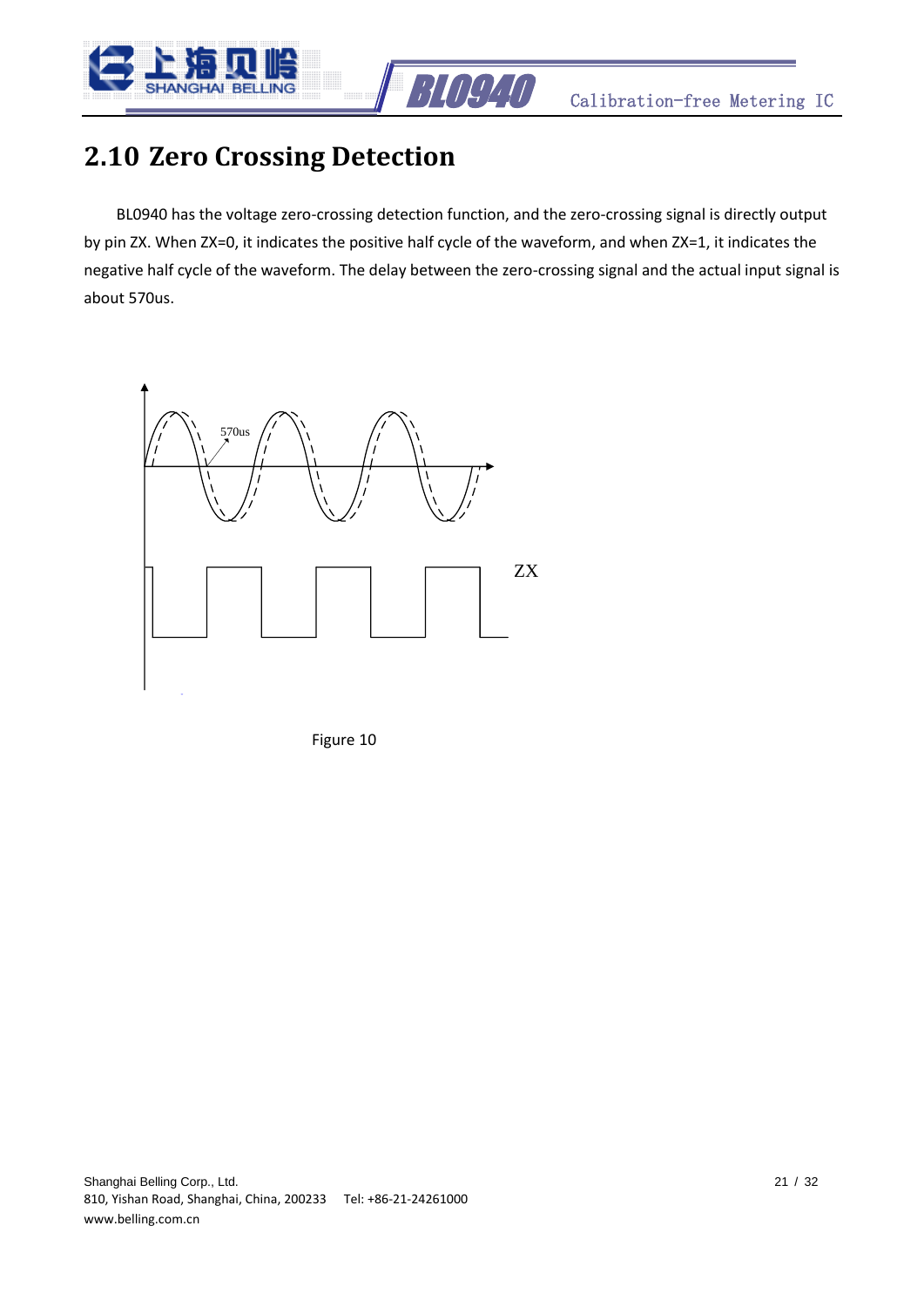## 2.10 Zero Crossing Detection

BL0940 has the voltage zero-crossing detection function, and the zero-crossing signal is directly output by pin ZX. When ZX=0, it indicates the positive half cycle of the waveform, and when ZX=1, it indicates the negative half cycle of the waveform. The delay between the zero-crossing signal and the actual input signal is about 570us.

Figure 10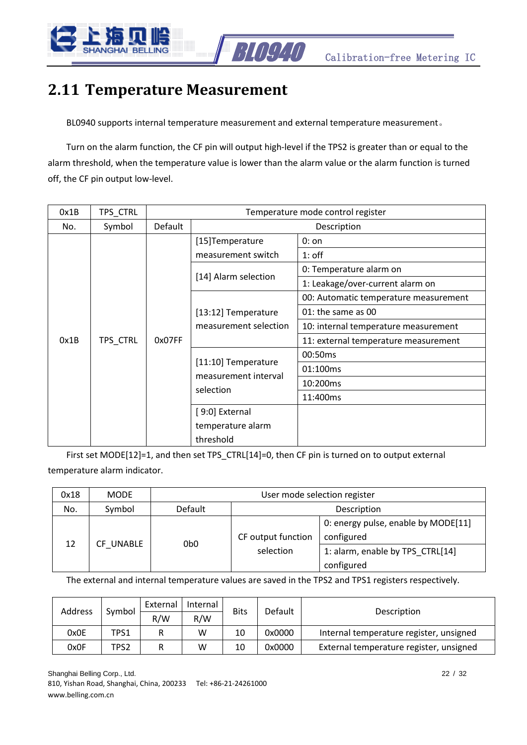## 2.11 Temperature Measurement

BL0940 supports internal temperature measurement and external temperature measurement。

Turn on the alarm function, the CF pin will output high-level if the TPS2 is greater than or equal to the alarm threshold, when the temperature value is lower than the alarm value or the alarm function is turned off, the CF pin output low-level.

| 0x1B | TPS_CTRL | Temperature mode control register | | |
|---|---|---|---|---|
| No. | Symbol | Default | Description | |
| 0x1B | TPS_CTRL | 0x07FF | [15]Temperature measurement switch | 0: on |
| | | | | 1: off |
| | | | [14] Alarm selection | 0: Temperature alarm on |
| | | | | 1: Leakage/over-current alarm on |
| | | | [13:12] Temperature measurement selection | 00: Automatic temperature measurement |
| | | | | 01: the same as 00 |
| | | | | 10: internal temperature measurement |
| | | | | 11: external temperature measurement |
| | | | [11:10] Temperature measurement interval selection | 00:50ms |
| | | | | 01:100ms |
| | | | | 10:200ms |
| | | | | 11:400ms |
| | | | [ 9:0] External temperature alarm threshold | |

First set MODE[12]=1, and then set TPS_CTRL[14]=0, then CF pin is turned on to output external temperature alarm indicator.

| 0x18 | MODE | User mode selection register | | |
|---|---|---|---|---|
| No. | Symbol | Default | Description | |
| 12 | CF_UNABLE | 0b0 | CF output function selection | 0: energy pulse, enable by MODE[11] configured |
| | | | | 1: alarm, enable by TPS_CTRL[14] configured |

The external and internal temperature values are saved in the TPS2 and TPS1 registers respectively.

| Address | Symbol | External R/W | Internal R/W | Bits | Default | Description |
|---|---|---|---|---|---|---|
| 0x0E | TPS1 | R | W | 10 | 0x0000 | Internal temperature register, unsigned |
| 0x0F | TPS2 | R | W | 10 | 0x0000 | External temperature register, unsigned |

Shanghai Belling Corp., Ltd.
810, Yishan Road, Shanghai, China, 200233 Tel: +86-21-24261000
www.belling.com.cn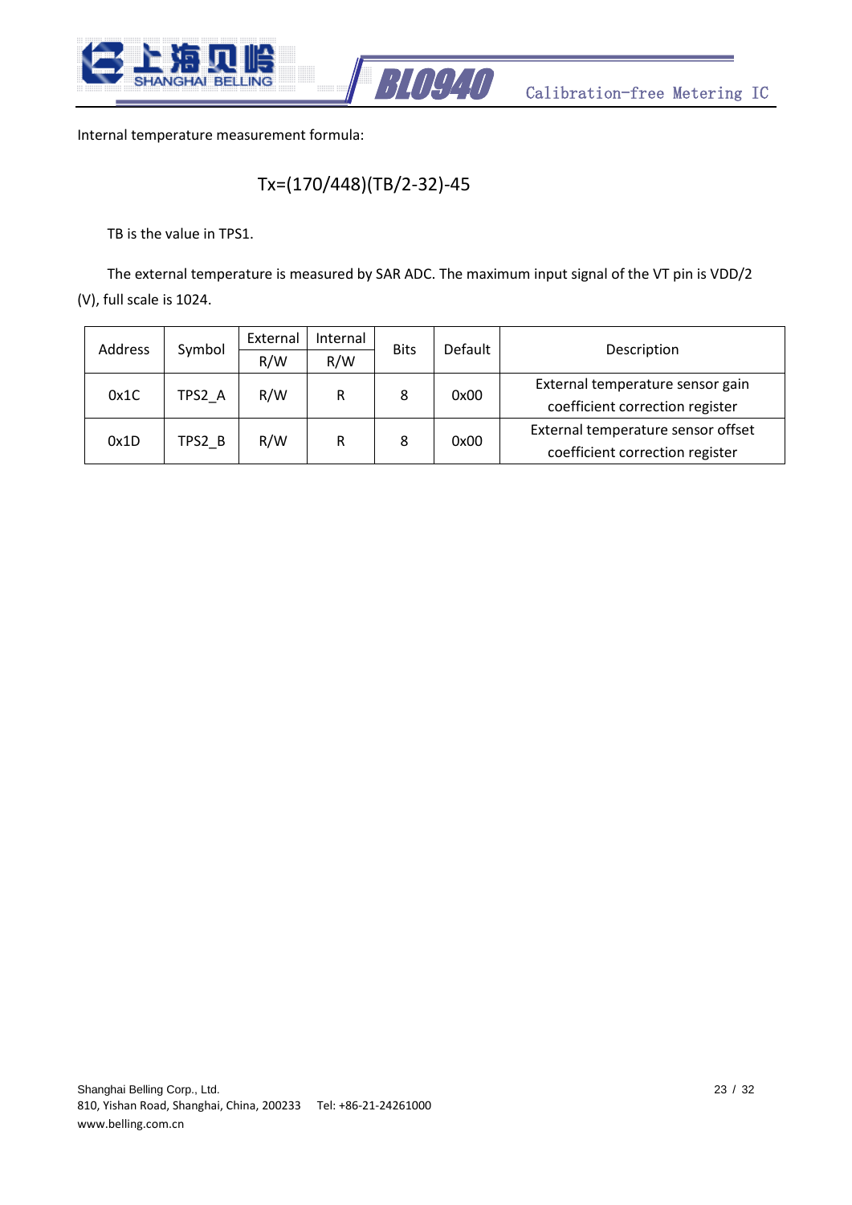Internal temperature measurement formula:

$$Tx=(170/448)(TB/2-32)-45$$

TB is the value in TPS1.

The external temperature is measured by SAR ADC. The maximum input signal of the VT pin is VDD/2 (V), full scale is 1024.

| Address | Symbol | External R/W | Internal R/W | Bits | Default | Description |
|---|---|---|---|---|---|---|
| 0x1C | TPS2_A | R/W | R | 8 | 0x00 | External temperature sensor gain coefficient correction register |
| 0x1D | TPS2_B | R/W | R | 8 | 0x00 | External temperature sensor offset coefficient correction register |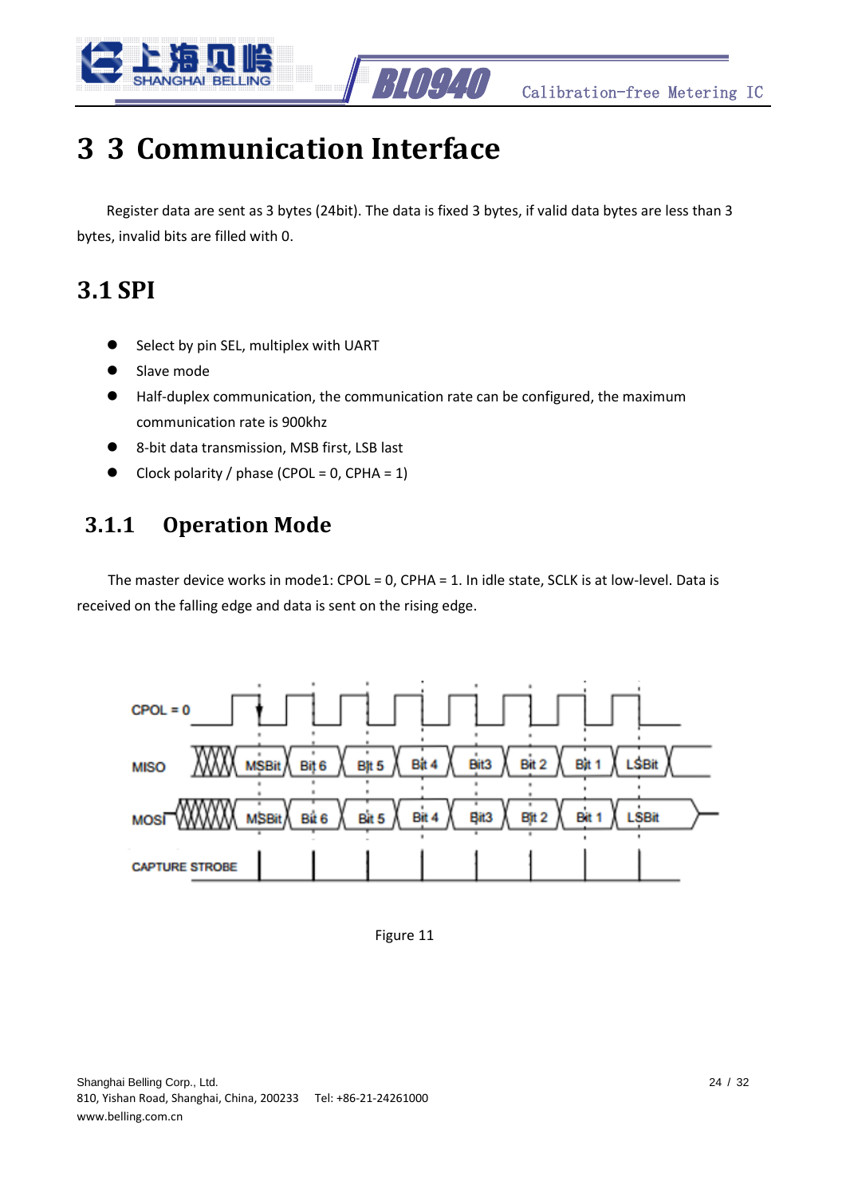# 3 3 Communication Interface

Register data are sent as 3 bytes (24bit). The data is fixed 3 bytes, if valid data bytes are less than 3 bytes, invalid bits are filled with 0.

## 3.1 SPI

- Select by pin SEL, multiplex with UART
- Slave mode
- Half-duplex communication, the communication rate can be configured, the maximum communication rate is 900khz
- 8-bit data transmission, MSB first, LSB last
- Clock polarity / phase (CPOL = 0, CPHA = 1)

### 3.1.1 Operation Mode

The master device works in mode1: CPOL = 0, CPHA = 1. In idle state, SCLK is at low-level. Data is received on the falling edge and data is sent on the rising edge.

Figure 11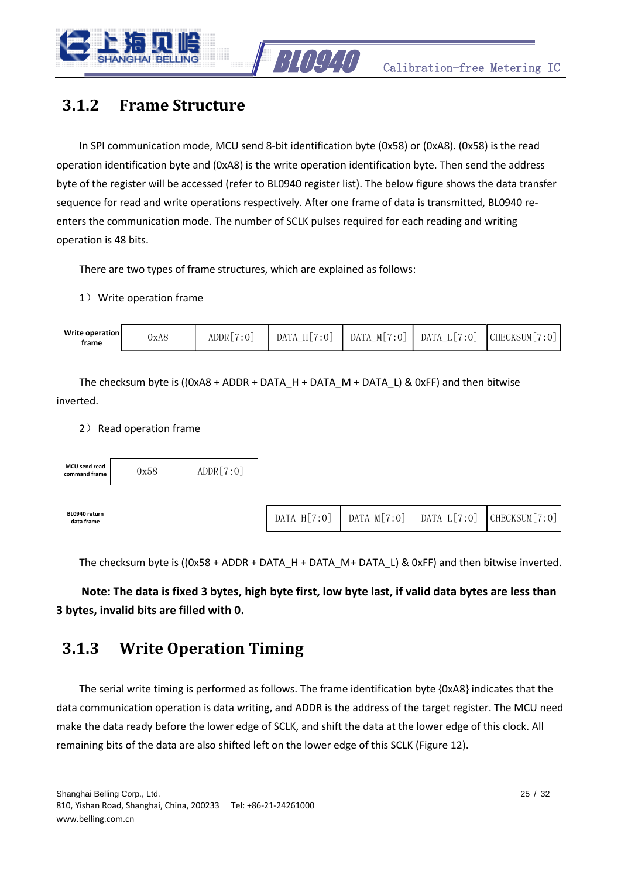### 3.1.2 Frame Structure

In SPI communication mode, MCU send 8-bit identification byte (0x58) or (0xA8). (0x58) is the read operation identification byte and (0xA8) is the write operation identification byte. Then send the address byte of the register will be accessed (refer to BL0940 register list). The below figure shows the data transfer sequence for read and write operations respectively. After one frame of data is transmitted, BL0940 re-enters the communication mode. The number of SCLK pulses required for each reading and writing operation is 48 bits.

There are two types of frame structures, which are explained as follows:

1） Write operation frame

| Write operation frame | 0xA8 | ADDR[7:0] | DATA_H[7:0] | DATA_M[7:0] | DATA_L[7:0] | CHECKSUM[7:0] |
|---|---|---|---|---|---|---|

The checksum byte is ((0xA8 + ADDR + DATA_H + DATA_M + DATA_L) & 0xFF) and then bitwise inverted.

2） Read operation frame

| | | | | | | |
|---|---|---|---|---|---|---|
| MCU send read command frame | 0x58 | ADDR[7:0] | | | | |
| BL0940 return data frame | | | DATA_H[7:0] | DATA_M[7:0] | DATA_L[7:0] | CHECKSUM[7:0] |

The checksum byte is ((0x58 + ADDR + DATA_H + DATA_M+ DATA_L) & 0xFF) and then bitwise inverted.

**Note: The data is fixed 3 bytes, high byte first, low byte last, if valid data bytes are less than 3 bytes, invalid bits are filled with 0.**

### 3.1.3 Write Operation Timing

The serial write timing is performed as follows. The frame identification byte {0xA8} indicates that the data communication operation is data writing, and ADDR is the address of the target register. The MCU need make the data ready before the lower edge of SCLK, and shift the data at the lower edge of this clock. All remaining bits of the data are also shifted left on the lower edge of this SCLK (Figure 12).

Shanghai Belling Corp., Ltd.
810, Yishan Road, Shanghai, China, 200233 Tel: +86-21-24261000
www.belling.com.cn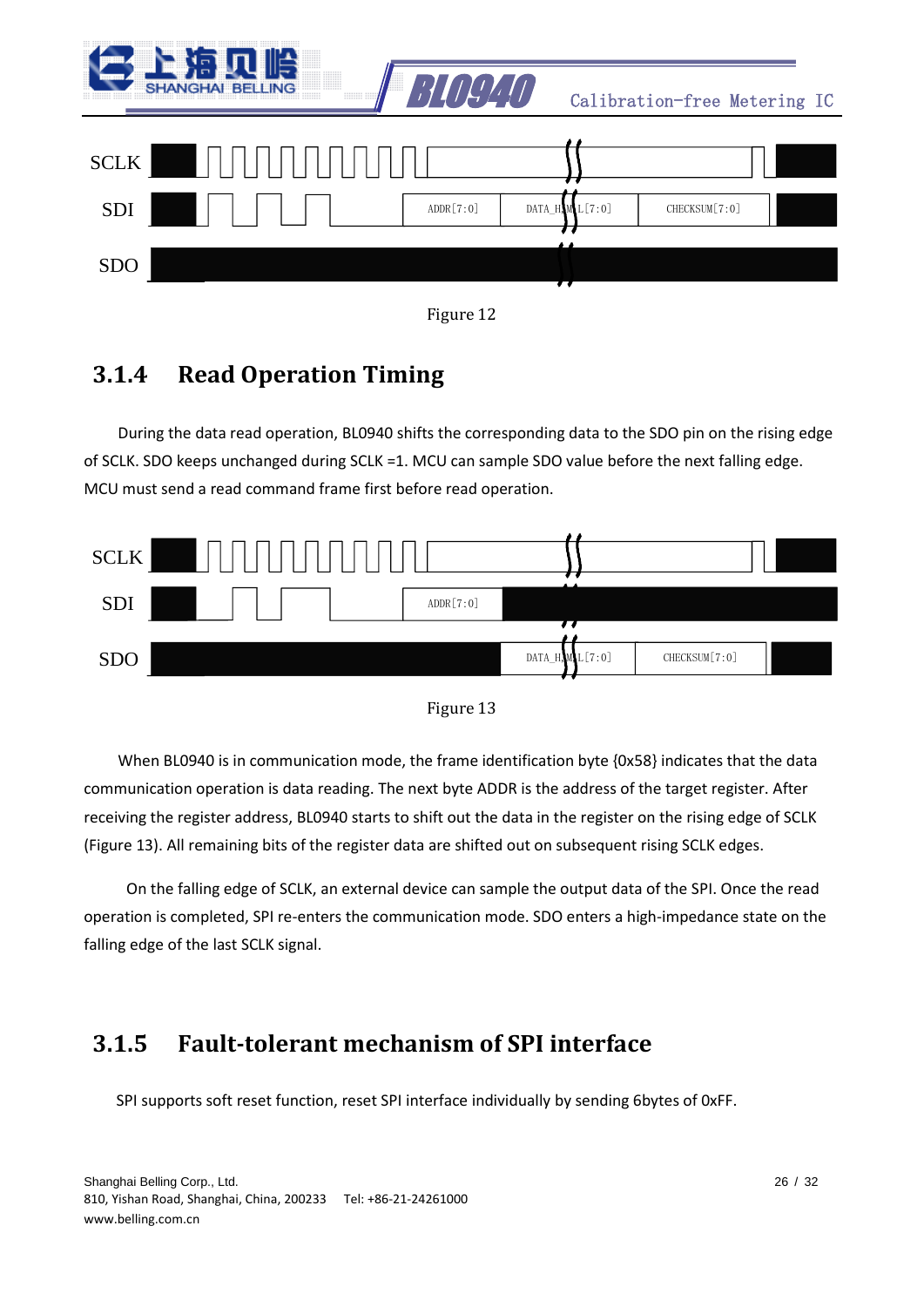SCLK

SDI ADDR[7:0] DATA_H/M/L[7:0] CHECKSUM[7:0]

SDO

Figure 12

## 3.1.4 Read Operation Timing

During the data read operation, BL0940 shifts the corresponding data to the SDO pin on the rising edge of SCLK. SDO keeps unchanged during SCLK =1. MCU can sample SDO value before the next falling edge. MCU must send a read command frame first before read operation.

SCLK

SDI ADDR[7:0]

SDO DATA_H/M/L[7:0] CHECKSUM[7:0]

Figure 13

When BL0940 is in communication mode, the frame identification byte {0x58} indicates that the data communication operation is data reading. The next byte ADDR is the address of the target register. After receiving the register address, BL0940 starts to shift out the data in the register on the rising edge of SCLK (Figure 13). All remaining bits of the register data are shifted out on subsequent rising SCLK edges.

On the falling edge of SCLK, an external device can sample the output data of the SPI. Once the read operation is completed, SPI re-enters the communication mode. SDO enters a high-impedance state on the falling edge of the last SCLK signal.

## 3.1.5 Fault-tolerant mechanism of SPI interface

SPI supports soft reset function, reset SPI interface individually by sending 6bytes of 0xFF.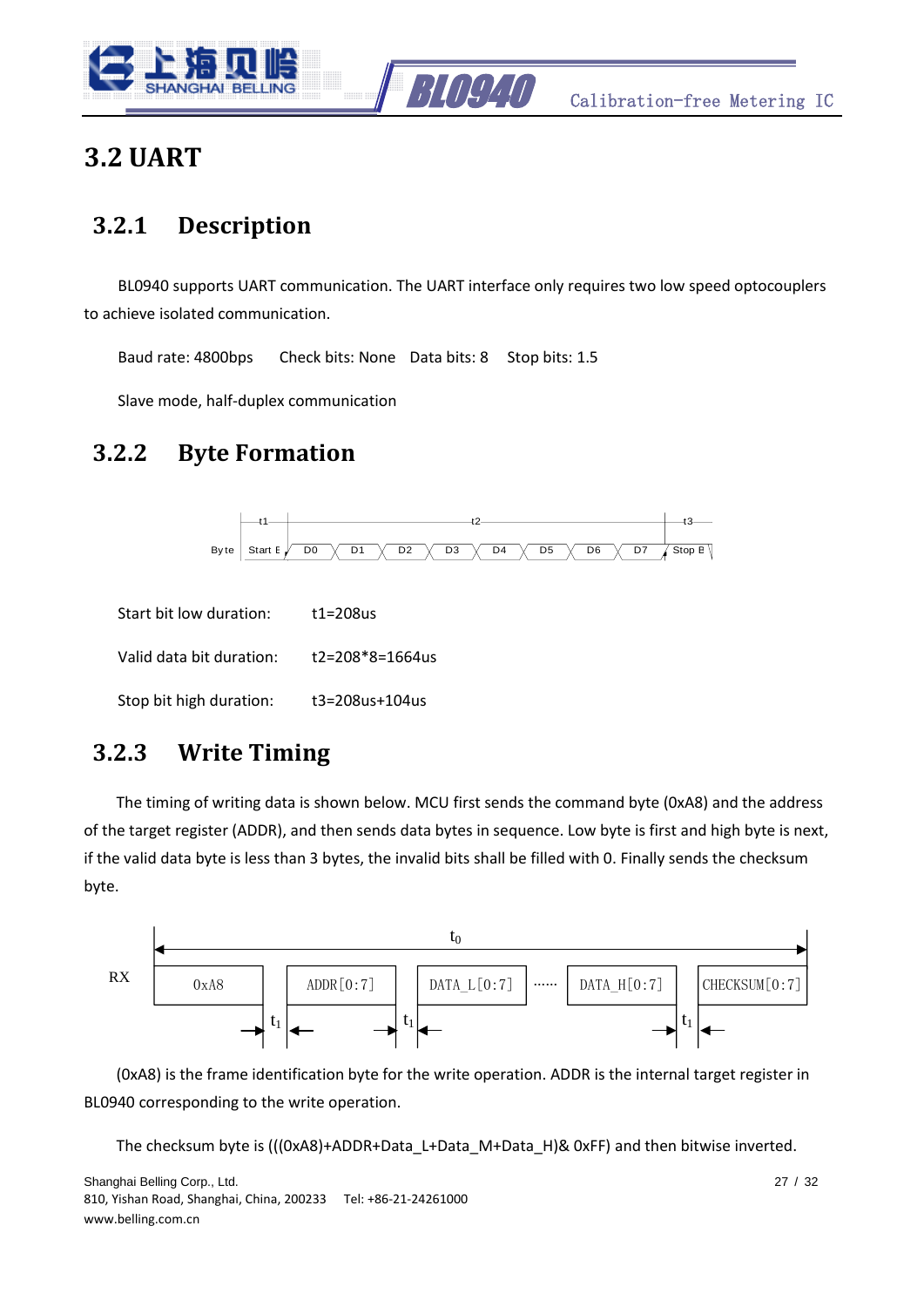## 3.2 UART

### 3.2.1 Description

BL0940 supports UART communication. The UART interface only requires two low speed optocouplers to achieve isolated communication.

Baud rate: 4800bps  Check bits: None  Data bits: 8  Stop bits: 1.5

Slave mode, half-duplex communication

### 3.2.2 Byte Formation

Start bit low duration: t1=208us

Valid data bit duration: t2=208*8=1664us

Stop bit high duration: t3=208us+104us

### 3.2.3 Write Timing

The timing of writing data is shown below. MCU first sends the command byte (0xA8) and the address of the target register (ADDR), and then sends data bytes in sequence. Low byte is first and high byte is next, if the valid data byte is less than 3 bytes, the invalid bits shall be filled with 0. Finally sends the checksum byte.

(0xA8) is the frame identification byte for the write operation. ADDR is the internal target register in BL0940 corresponding to the write operation.

The checksum byte is (((0xA8)+ADDR+Data_L+Data_M+Data_H)& 0xFF) and then bitwise inverted.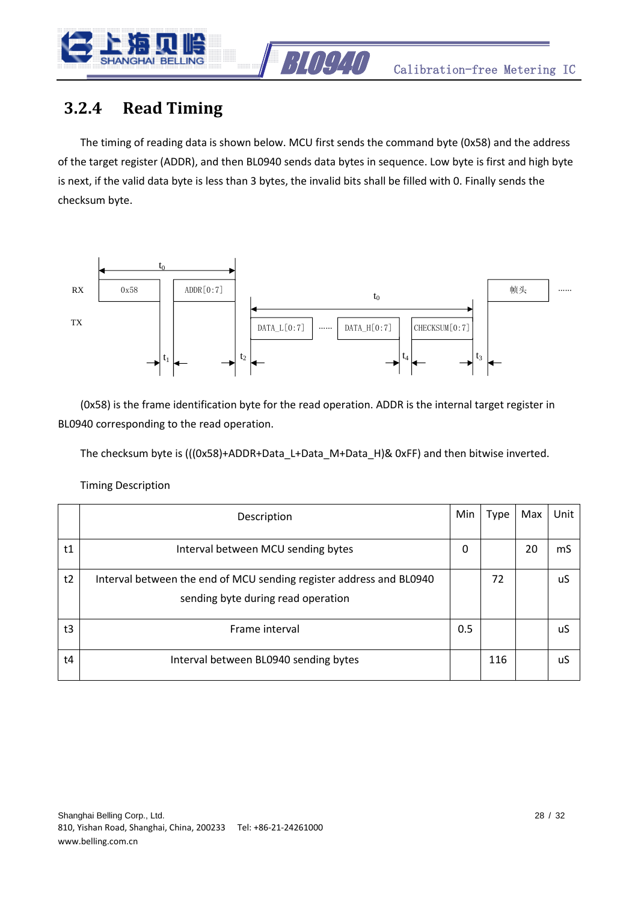### 3.2.4 Read Timing

The timing of reading data is shown below. MCU first sends the command byte (0x58) and the address of the target register (ADDR), and then BL0940 sends data bytes in sequence. Low byte is first and high byte is next, if the valid data byte is less than 3 bytes, the invalid bits shall be filled with 0. Finally sends the checksum byte.

(0x58) is the frame identification byte for the read operation. ADDR is the internal target register in BL0940 corresponding to the read operation.

The checksum byte is (((0x58)+ADDR+Data_L+Data_M+Data_H)& 0xFF) and then bitwise inverted.

Timing Description

| | Description | Min | Type | Max | Unit |
|---|---|---|---|---|---|
| t1 | Interval between MCU sending bytes | 0 | | 20 | mS |
| t2 | Interval between the end of MCU sending register address and BL0940 sending byte during read operation | | 72 | | uS |
| t3 | Frame interval | 0.5 | | | uS |
| t4 | Interval between BL0940 sending bytes | | 116 | | uS |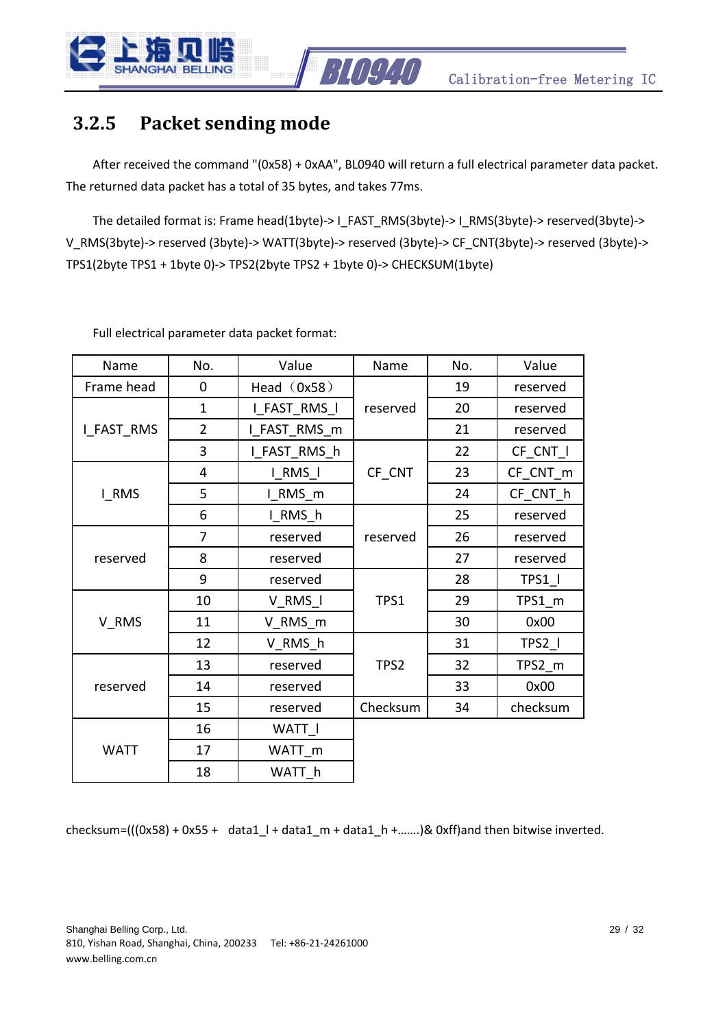## 3.2.5 Packet sending mode

After received the command "(0x58) + 0xAA", BL0940 will return a full electrical parameter data packet. The returned data packet has a total of 35 bytes, and takes 77ms.

The detailed format is: Frame head(1byte)-> I_FAST_RMS(3byte)-> I_RMS(3byte)-> reserved(3byte)-> V_RMS(3byte)-> reserved (3byte)-> WATT(3byte)-> reserved (3byte)-> CF_CNT(3byte)-> reserved (3byte)-> TPS1(2byte TPS1 + 1byte 0)-> TPS2(2byte TPS2 + 1byte 0)-> CHECKSUM(1byte)

Full electrical parameter data packet format:

| Name | No. | Value | Name | No. | Value |
|---|---|---|---|---|---|
| Frame head | 0 | Head（0x58） | reserved | 19 | reserved |
| I_FAST_RMS | 1 | I_FAST_RMS_l | | 20 | reserved |
| | 2 | I_FAST_RMS_m | | 21 | reserved |
| | 3 | I_FAST_RMS_h | CF_CNT | 22 | CF_CNT_l |
| I_RMS | 4 | I_RMS_l | | 23 | CF_CNT_m |
| | 5 | I_RMS_m | | 24 | CF_CNT_h |
| | 6 | I_RMS_h | reserved | 25 | reserved |
| reserved | 7 | reserved | | 26 | reserved |
| | 8 | reserved | | 27 | reserved |
| | 9 | reserved | TPS1 | 28 | TPS1_l |
| V_RMS | 10 | V_RMS_l | | 29 | TPS1_m |
| | 11 | V_RMS_m | | 30 | 0x00 |
| | 12 | V_RMS_h | TPS2 | 31 | TPS2_l |
| reserved | 13 | reserved | | 32 | TPS2_m |
| | 14 | reserved | | 33 | 0x00 |
| | 15 | reserved | Checksum | 34 | checksum |
| WATT | 16 | WATT_l | | | |
| | 17 | WATT_m | | | |
| | 18 | WATT_h | | | |

checksum=(((0x58) + 0x55 + data1_l + data1_m + data1_h +…….)& 0xff)and then bitwise inverted.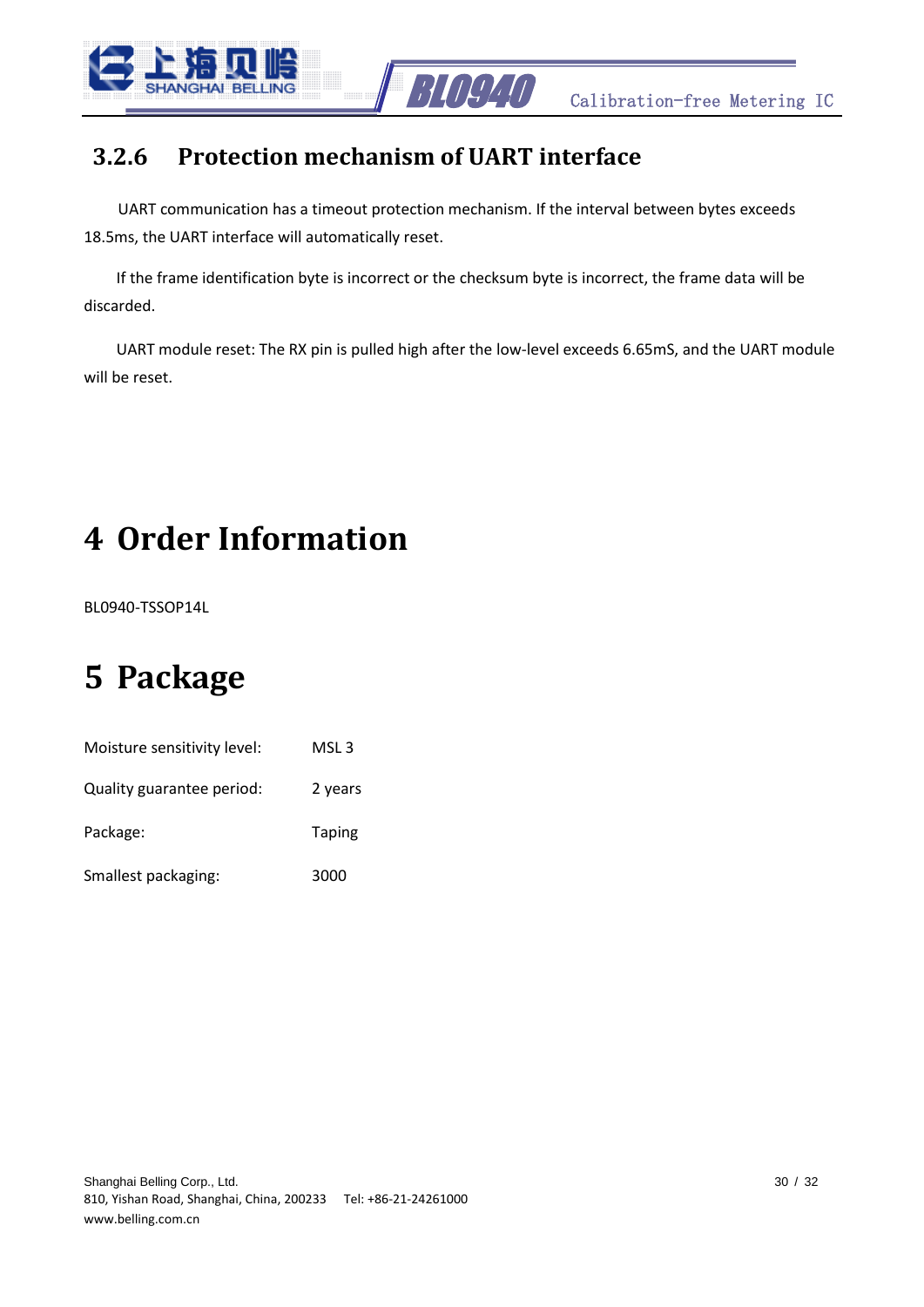### 3.2.6 Protection mechanism of UART interface

UART communication has a timeout protection mechanism. If the interval between bytes exceeds 18.5ms, the UART interface will automatically reset.

If the frame identification byte is incorrect or the checksum byte is incorrect, the frame data will be discarded.

UART module reset: The RX pin is pulled high after the low-level exceeds 6.65mS, and the UART module will be reset.

# 4 Order Information

BL0940-TSSOP14L

# 5 Package

| | |
|---|---|
| Moisture sensitivity level: | MSL 3 |
| Quality guarantee period: | 2 years |
| Package: | Taping |
| Smallest packaging: | 3000 |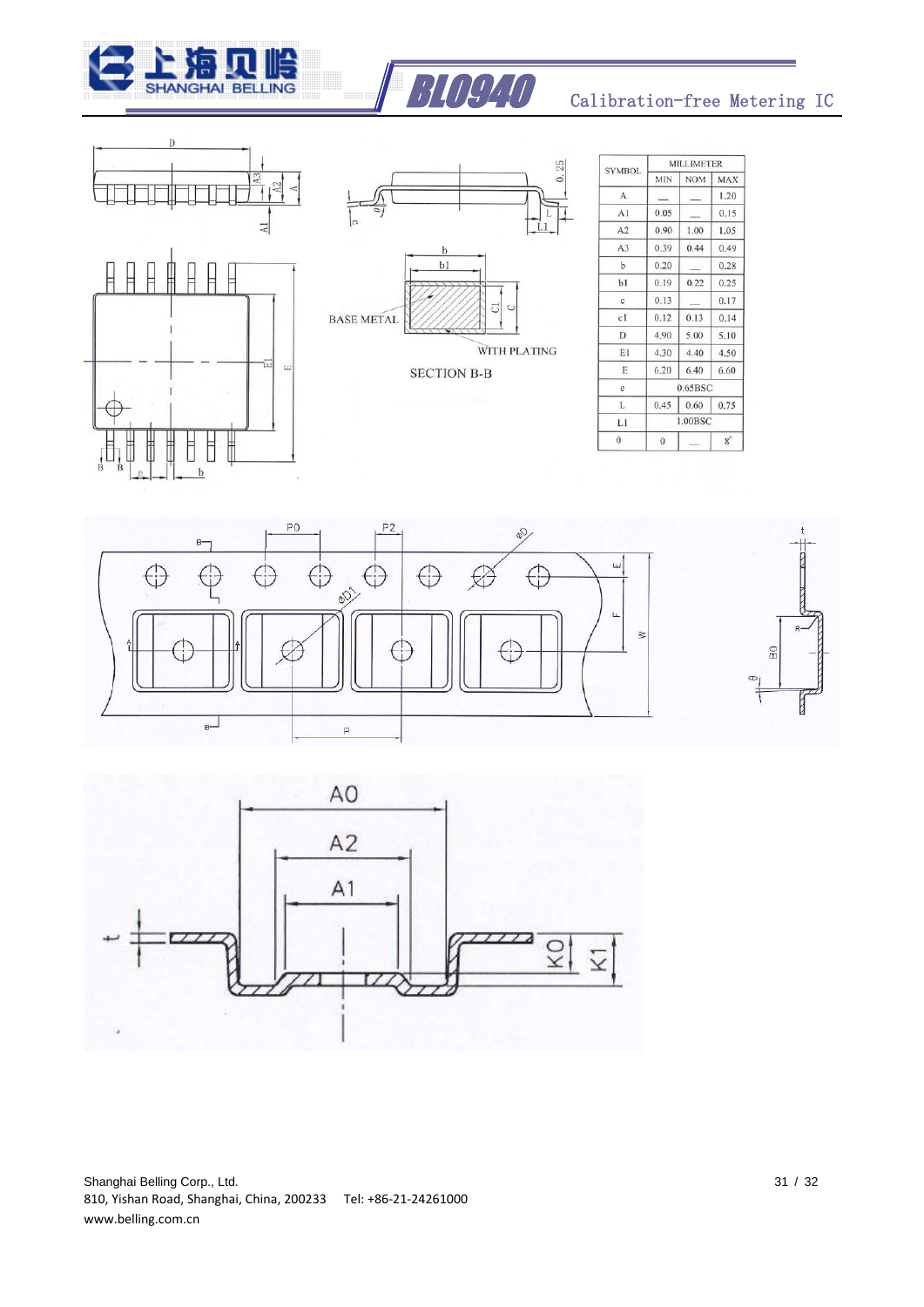BASE METAL

WITH PLATING

SECTION B-B

| SYMBOL | MILLIMETER | | |
|---|---|---|---|
| | MIN | NOM | MAX |
| A | — | — | 1.20 |
| A1 | 0.05 | — | 0.15 |
| A2 | 0.90 | 1.00 | 1.05 |
| A3 | 0.39 | 0.44 | 0.49 |
| b | 0.20 | — | 0.28 |
| b1 | 0.19 | 0.22 | 0.25 |
| c | 0.13 | — | 0.17 |
| c1 | 0.12 | 0.13 | 0.14 |
| D | 4.90 | 5.00 | 5.10 |
| E1 | 4.30 | 4.40 | 4.50 |
| E | 6.20 | 6.40 | 6.60 |
| e | 0.65BSC | | |
| L | 0.45 | 0.60 | 0.75 |
| L1 | 1.00BSC | | |
| θ | 0 | — | 8° |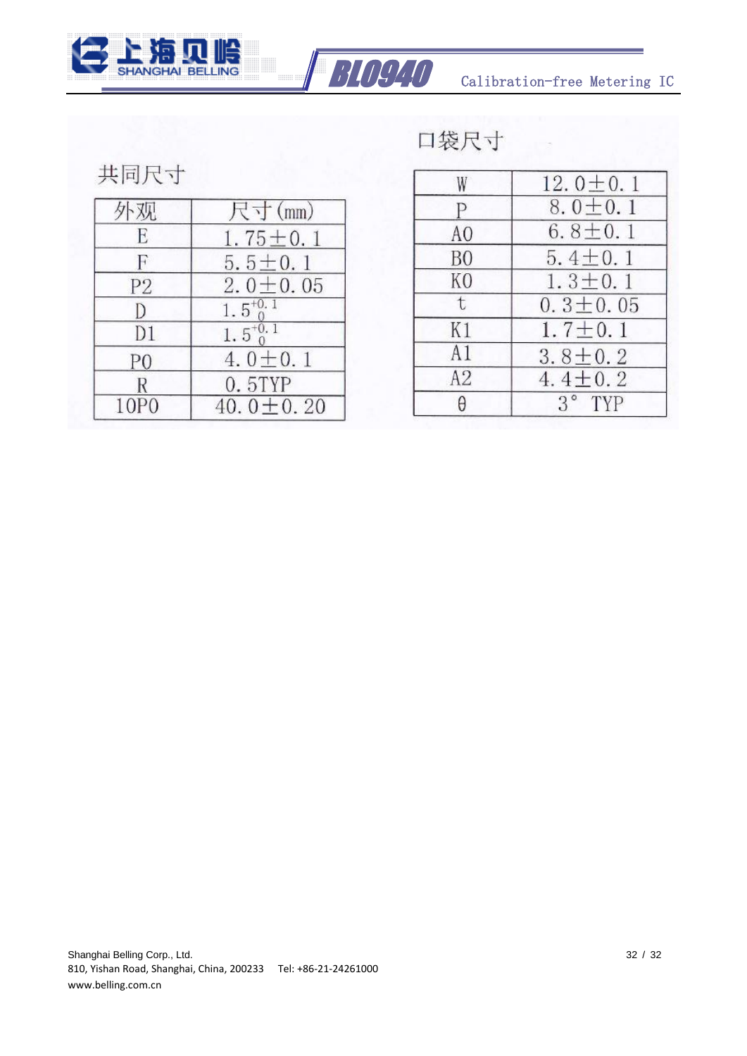共同尺寸

| 外观 | 尺寸(mm) |
|---|---|
| E | 1.75±0.1 |
| F | 5.5±0.1 |
| P2 | 2.0±0.05 |
| D | $1.5^{+0.1}_{0}$ |
| D1 | $1.5^{+0.1}_{0}$ |
| P0 | 4.0±0.1 |
| R | 0.5TYP |
| 10P0 | 40.0±0.20 |

口袋尺寸

| | |
|---|---|
| W | 12.0±0.1 |
| P | 8.0±0.1 |
| A0 | 6.8±0.1 |
| B0 | 5.4±0.1 |
| K0 | 1.3±0.1 |
| t | 0.3±0.05 |
| K1 | 1.7±0.1 |
| A1 | 3.8±0.2 |
| A2 | 4.4±0.2 |
| θ | 3° TYP |

Shanghai Belling Corp., Ltd.
810, Yishan Road, Shanghai, China, 200233 Tel: +86-21-24261000
www.belling.com.cn